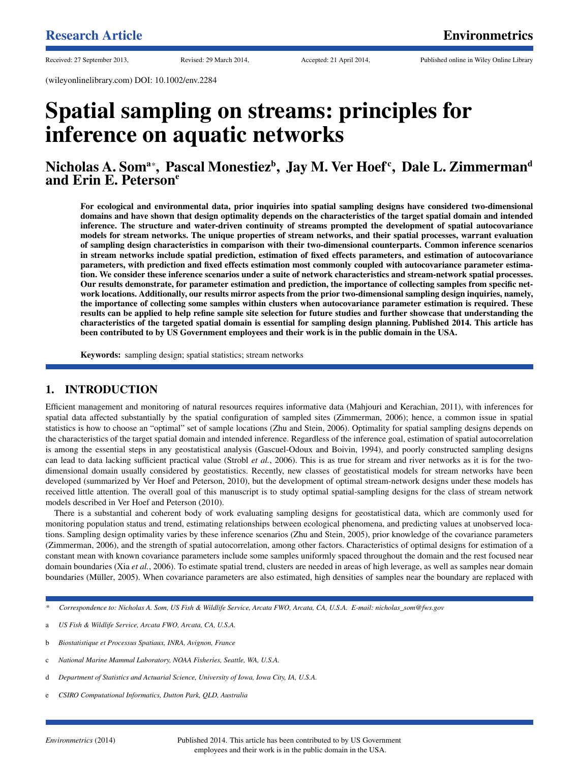Research Article

Received: 27 September 2013, Revised: 29 March 2014, Accepted: 21 April 2014, Published online in Wiley Online Library

(wileyonlinelibrary.com) DOI: 10.1002/env.2284

# Spatial sampling on streams: principles for inference on aquatic networks

## Nicholas A. Som[a*], Pascal Monestiez[b], Jay M. Ver Hoef[c], Dale L. Zimmerman[d] and Erin E. Peterson[e]

**For ecological and environmental data, prior inquiries into spatial sampling designs have considered two-dimensional domains and have shown that design optimality depends on the characteristics of the target spatial domain and intended inference. The structure and water-driven continuity of streams prompted the development of spatial autocovariance models for stream networks. The unique properties of stream networks, and their spatial processes, warrant evaluation of sampling design characteristics in comparison with their two-dimensional counterparts. Common inference scenarios in stream networks include spatial prediction, estimation of fixed effects parameters, and estimation of autocovariance parameters, with prediction and fixed effects estimation most commonly coupled with autocovariance parameter estimation. We consider these inference scenarios under a suite of network characteristics and stream-network spatial processes. Our results demonstrate, for parameter estimation and prediction, the importance of collecting samples from specific network locations. Additionally, our results mirror aspects from the prior two-dimensional sampling design inquiries, namely, the importance of collecting some samples within clusters when autocovariance parameter estimation is required. These results can be applied to help refine sample site selection for future studies and further showcase that understanding the characteristics of the targeted spatial domain is essential for sampling design planning. Published 2014. This article has been contributed to by US Government employees and their work is in the public domain in the USA.**

**Keywords:** sampling design; spatial statistics; stream networks

## 1. INTRODUCTION

Efficient management and monitoring of natural resources requires informative data (Mahjouri and Kerachian, 2011), with inferences for spatial data affected substantially by the spatial configuration of sampled sites (Zimmerman, 2006); hence, a common issue in spatial statistics is how to choose an "optimal" set of sample locations (Zhu and Stein, 2006). Optimality for spatial sampling designs depends on the characteristics of the target spatial domain and intended inference. Regardless of the inference goal, estimation of spatial autocorrelation is among the essential steps in any geostatistical analysis (Gascuel-Odoux and Boivin, 1994), and poorly constructed sampling designs can lead to data lacking sufficient practical value (Strobl *et al.*, 2006). This is as true for stream and river networks as it is for the two-dimensional domain usually considered by geostatistics. Recently, new classes of geostatistical models for stream networks have been developed (summarized by Ver Hoef and Peterson, 2010), but the development of optimal stream-network designs under these models has received little attention. The overall goal of this manuscript is to study optimal spatial-sampling designs for the class of stream network models described in Ver Hoef and Peterson (2010).

There is a substantial and coherent body of work evaluating sampling designs for geostatistical data, which are commonly used for monitoring population status and trend, estimating relationships between ecological phenomena, and predicting values at unobserved locations. Sampling design optimality varies by these inference scenarios (Zhu and Stein, 2005), prior knowledge of the covariance parameters (Zimmerman, 2006), and the strength of spatial autocorrelation, among other factors. Characteristics of optimal designs for estimation of a constant mean with known covariance parameters include some samples uniformly spaced throughout the domain and the rest focused near domain boundaries (Xia *et al.*, 2006). To estimate spatial trend, clusters are needed in areas of high leverage, as well as samples near domain boundaries (Müller, 2005). When covariance parameters are also estimated, high densities of samples near the boundary are replaced with

\* *Correspondence to: Nicholas A. Som, US Fish & Wildlife Service, Arcata FWO, Arcata, CA, U.S.A. E-mail: nicholas_som@fws.gov*

a *US Fish & Wildlife Service, Arcata FWO, Arcata, CA, U.S.A.*

b *Biostatistique et Processus Spatiaux, INRA, Avignon, France*

c *National Marine Mammal Laboratory, NOAA Fisheries, Seattle, WA, U.S.A.*

d *Department of Statistics and Actuarial Science, University of Iowa, Iowa City, IA, U.S.A.*

e *CSIRO Computational Informatics, Dutton Park, QLD, Australia*

Published 2014. This article has been contributed to by US Government employees and their work is in the public domain in the USA.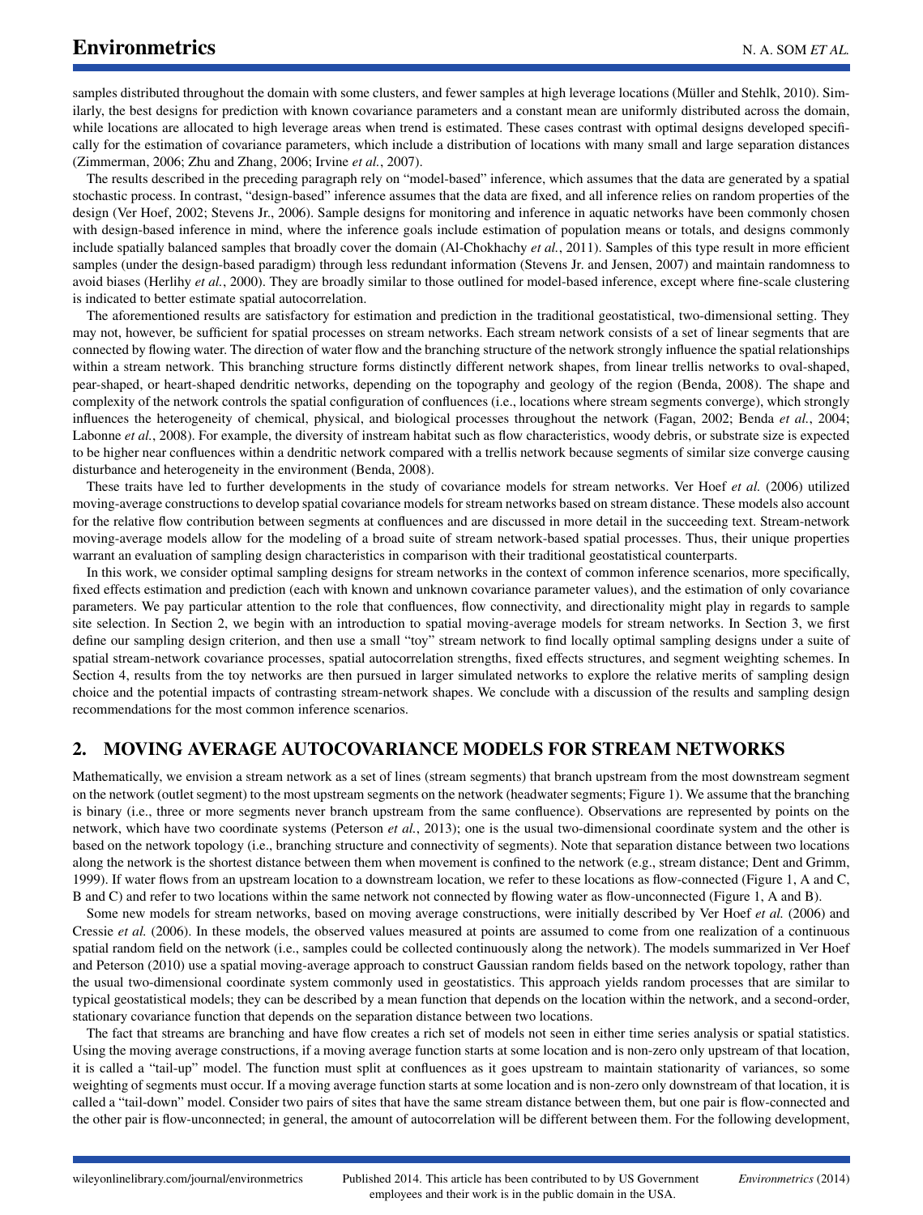samples distributed throughout the domain with some clusters, and fewer samples at high leverage locations (Müller and Stehlk, 2010). Similarly, the best designs for prediction with known covariance parameters and a constant mean are uniformly distributed across the domain, while locations are allocated to high leverage areas when trend is estimated. These cases contrast with optimal designs developed specifically for the estimation of covariance parameters, which include a distribution of locations with many small and large separation distances (Zimmerman, 2006; Zhu and Zhang, 2006; Irvine *et al.*, 2007).

The results described in the preceding paragraph rely on "model-based" inference, which assumes that the data are generated by a spatial stochastic process. In contrast, "design-based" inference assumes that the data are fixed, and all inference relies on random properties of the design (Ver Hoef, 2002; Stevens Jr., 2006). Sample designs for monitoring and inference in aquatic networks have been commonly chosen with design-based inference in mind, where the inference goals include estimation of population means or totals, and designs commonly include spatially balanced samples that broadly cover the domain (Al-Chokhachy *et al.*, 2011). Samples of this type result in more efficient samples (under the design-based paradigm) through less redundant information (Stevens Jr. and Jensen, 2007) and maintain randomness to avoid biases (Herlihy *et al.*, 2000). They are broadly similar to those outlined for model-based inference, except where fine-scale clustering is indicated to better estimate spatial autocorrelation.

The aforementioned results are satisfactory for estimation and prediction in the traditional geostatistical, two-dimensional setting. They may not, however, be sufficient for spatial processes on stream networks. Each stream network consists of a set of linear segments that are connected by flowing water. The direction of water flow and the branching structure of the network strongly influence the spatial relationships within a stream network. This branching structure forms distinctly different network shapes, from linear trellis networks to oval-shaped, pear-shaped, or heart-shaped dendritic networks, depending on the topography and geology of the region (Benda, 2008). The shape and complexity of the network controls the spatial configuration of confluences (i.e., locations where stream segments converge), which strongly influences the heterogeneity of chemical, physical, and biological processes throughout the network (Fagan, 2002; Benda *et al.*, 2004; Labonne *et al.*, 2008). For example, the diversity of instream habitat such as flow characteristics, woody debris, or substrate size is expected to be higher near confluences within a dendritic network compared with a trellis network because segments of similar size converge causing disturbance and heterogeneity in the environment (Benda, 2008).

These traits have led to further developments in the study of covariance models for stream networks. Ver Hoef *et al.* (2006) utilized moving-average constructions to develop spatial covariance models for stream networks based on stream distance. These models also account for the relative flow contribution between segments at confluences and are discussed in more detail in the succeeding text. Stream-network moving-average models allow for the modeling of a broad suite of stream network-based spatial processes. Thus, their unique properties warrant an evaluation of sampling design characteristics in comparison with their traditional geostatistical counterparts.

In this work, we consider optimal sampling designs for stream networks in the context of common inference scenarios, more specifically, fixed effects estimation and prediction (each with known and unknown covariance parameter values), and the estimation of only covariance parameters. We pay particular attention to the role that confluences, flow connectivity, and directionality might play in regards to sample site selection. In Section 2, we begin with an introduction to spatial moving-average models for stream networks. In Section 3, we first define our sampling design criterion, and then use a small "toy" stream network to find locally optimal sampling designs under a suite of spatial stream-network covariance processes, spatial autocorrelation strengths, fixed effects structures, and segment weighting schemes. In Section 4, results from the toy networks are then pursued in larger simulated networks to explore the relative merits of sampling design choice and the potential impacts of contrasting stream-network shapes. We conclude with a discussion of the results and sampling design recommendations for the most common inference scenarios.

## 2. MOVING AVERAGE AUTOCOVARIANCE MODELS FOR STREAM NETWORKS

Mathematically, we envision a stream network as a set of lines (stream segments) that branch upstream from the most downstream segment on the network (outlet segment) to the most upstream segments on the network (headwater segments; Figure 1). We assume that the branching is binary (i.e., three or more segments never branch upstream from the same confluence). Observations are represented by points on the network, which have two coordinate systems (Peterson *et al.*, 2013); one is the usual two-dimensional coordinate system and the other is based on the network topology (i.e., branching structure and connectivity of segments). Note that separation distance between two locations along the network is the shortest distance between them when movement is confined to the network (e.g., stream distance; Dent and Grimm, 1999). If water flows from an upstream location to a downstream location, we refer to these locations as flow-connected (Figure 1, A and C, B and C) and refer to two locations within the same network not connected by flowing water as flow-unconnected (Figure 1, A and B).

Some new models for stream networks, based on moving average constructions, were initially described by Ver Hoef *et al.* (2006) and Cressie *et al.* (2006). In these models, the observed values measured at points are assumed to come from one realization of a continuous spatial random field on the network (i.e., samples could be collected continuously along the network). The models summarized in Ver Hoef and Peterson (2010) use a spatial moving-average approach to construct Gaussian random fields based on the network topology, rather than the usual two-dimensional coordinate system commonly used in geostatistics. This approach yields random processes that are similar to typical geostatistical models; they can be described by a mean function that depends on the location within the network, and a second-order, stationary covariance function that depends on the separation distance between two locations.

The fact that streams are branching and have flow creates a rich set of models not seen in either time series analysis or spatial statistics. Using the moving average constructions, if a moving average function starts at some location and is non-zero only upstream of that location, it is called a "tail-up" model. The function must split at confluences as it goes upstream to maintain stationarity of variances, so some weighting of segments must occur. If a moving average function starts at some location and is non-zero only downstream of that location, it is called a "tail-down" model. Consider two pairs of sites that have the same stream distance between them, but one pair is flow-connected and the other pair is flow-unconnected; in general, the amount of autocorrelation will be different between them. For the following development,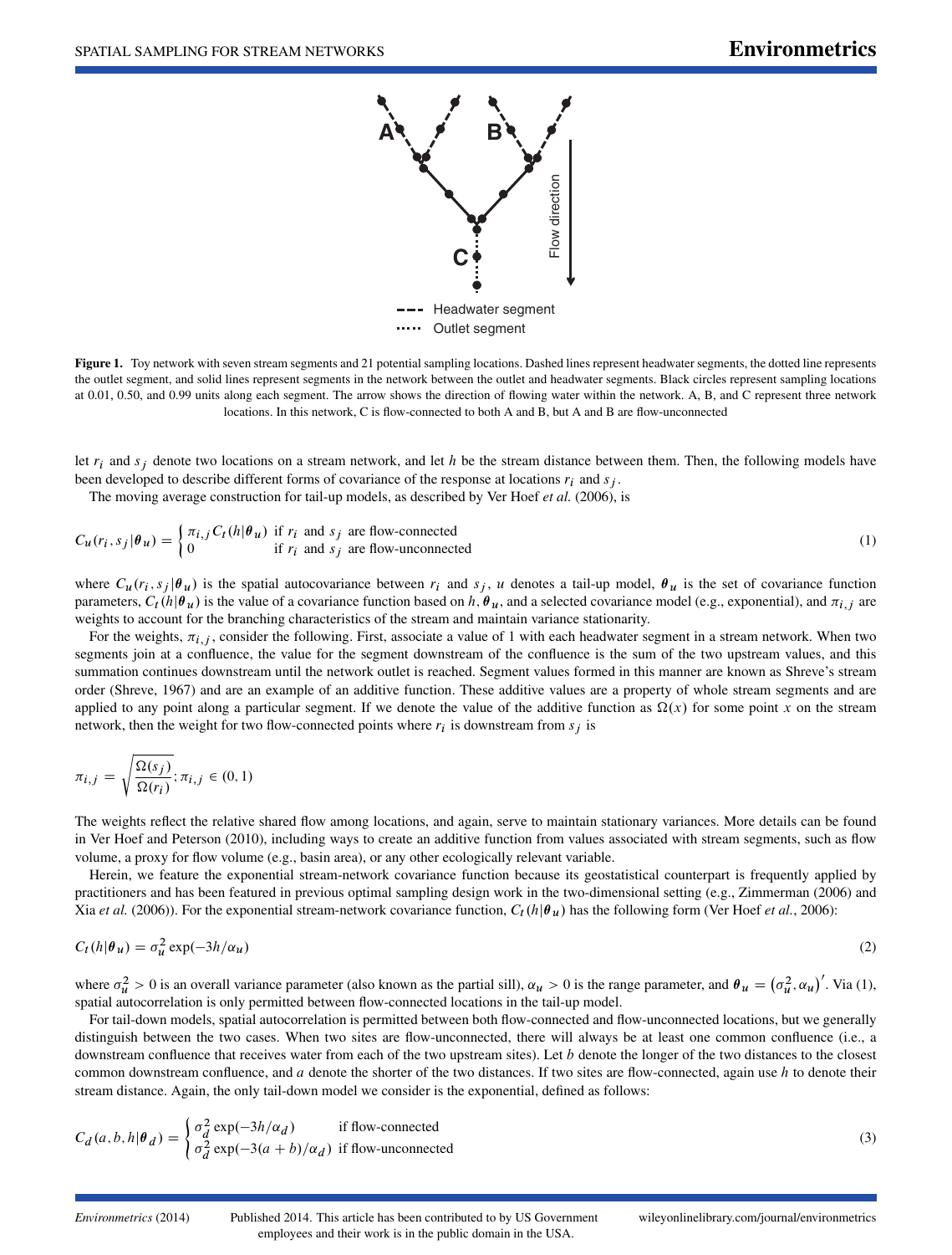**Figure 1.** Toy network with seven stream segments and 21 potential sampling locations. Dashed lines represent headwater segments, the dotted line represents the outlet segment, and solid lines represent segments in the network between the outlet and headwater segments. Black circles represent sampling locations at 0.01, 0.50, and 0.99 units along each segment. The arrow shows the direction of flowing water within the network. A, B, and C represent three network locations. In this network, C is flow-connected to both A and B, but A and B are flow-unconnected

let $r_i$ and $s_j$ denote two locations on a stream network, and let $h$ be the stream distance between them. Then, the following models have been developed to describe different forms of covariance of the response at locations $r_i$ and $s_j$.

The moving average construction for tail-up models, as described by Ver Hoef *et al.* (2006), is

$$C_u(r_i, s_j|\boldsymbol{\theta}_u) = \begin{cases} \pi_{i,j} C_t(h|\boldsymbol{\theta}_u) & \text{if } r_i \text{ and } s_j \text{ are flow-connected} \\ 0 & \text{if } r_i \text{ and } s_j \text{ are flow-unconnected} \end{cases} \tag{1}$$

where $C_u(r_i, s_j|\boldsymbol{\theta}_u)$ is the spatial autocovariance between $r_i$ and $s_j$, $u$ denotes a tail-up model, $\boldsymbol{\theta}_u$ is the set of covariance function parameters, $C_t(h|\boldsymbol{\theta}_u)$ is the value of a covariance function based on $h$, $\boldsymbol{\theta}_u$, and a selected covariance model (e.g., exponential), and $\pi_{i,j}$ are weights to account for the branching characteristics of the stream and maintain variance stationarity.

For the weights, $\pi_{i,j}$, consider the following. First, associate a value of 1 with each headwater segment in a stream network. When two segments join at a confluence, the value for the segment downstream of the confluence is the sum of the two upstream values, and this summation continues downstream until the network outlet is reached. Segment values formed in this manner are known as Shreve's stream order (Shreve, 1967) and are an example of an additive function. These additive values are a property of whole stream segments and are applied to any point along a particular segment. If we denote the value of the additive function as $\Omega(x)$ for some point $x$ on the stream network, then the weight for two flow-connected points where $r_i$ is downstream from $s_j$ is

$$\pi_{i,j} = \sqrt{\frac{\Omega(s_j)}{\Omega(r_i)}}; \pi_{i,j} \in (0, 1)$$

The weights reflect the relative shared flow among locations, and again, serve to maintain stationary variances. More details can be found in Ver Hoef and Peterson (2010), including ways to create an additive function from values associated with stream segments, such as flow volume, a proxy for flow volume (e.g., basin area), or any other ecologically relevant variable.

Herein, we feature the exponential stream-network covariance function because its geostatistical counterpart is frequently applied by practitioners and has been featured in previous optimal sampling design work in the two-dimensional setting (e.g., Zimmerman (2006) and Xia *et al.* (2006)). For the exponential stream-network covariance function, $C_t(h|\boldsymbol{\theta}_u)$ has the following form (Ver Hoef *et al.*, 2006):

$$C_t(h|\boldsymbol{\theta}_u) = \sigma_u^2 \exp(-3h/\alpha_u) \tag{2}$$

where $\sigma_u^2 > 0$ is an overall variance parameter (also known as the partial sill), $\alpha_u > 0$ is the range parameter, and $\boldsymbol{\theta}_u = \left(\sigma_u^2, \alpha_u\right)'$. Via (1), spatial autocorrelation is only permitted between flow-connected locations in the tail-up model.

For tail-down models, spatial autocorrelation is permitted between both flow-connected and flow-unconnected locations, but we generally distinguish between the two cases. When two sites are flow-unconnected, there will always be at least one common confluence (i.e., a downstream confluence that receives water from each of the two upstream sites). Let $b$ denote the longer of the two distances to the closest common downstream confluence, and $a$ denote the shorter of the two distances. If two sites are flow-connected, again use $h$ to denote their stream distance. Again, the only tail-down model we consider is the exponential, defined as follows:

$$C_d(a, b, h|\boldsymbol{\theta}_d) = \begin{cases} \sigma_d^2 \exp(-3h/\alpha_d) & \text{if flow-connected} \\ \sigma_d^2 \exp(-3(a+b)/\alpha_d) & \text{if flow-unconnected} \end{cases} \tag{3}$$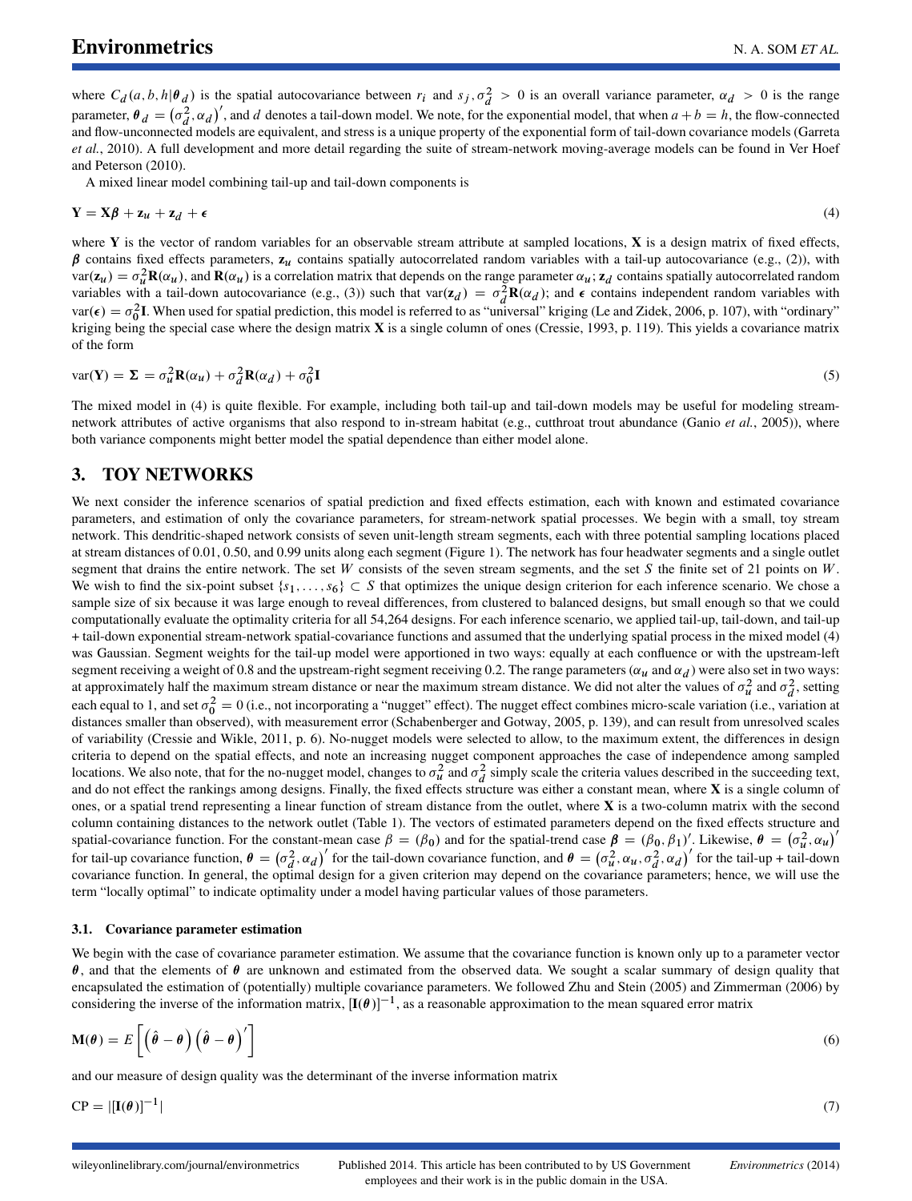where $C_d(a, b, h|\boldsymbol{\theta}_d)$ is the spatial autocovariance between $r_i$ and $s_j$, $\sigma_d^2 > 0$ is an overall variance parameter, $\alpha_d > 0$ is the range parameter, $\boldsymbol{\theta}_d = (\sigma_d^2, \alpha_d)'$, and $d$ denotes a tail-down model. We note, for the exponential model, that when $a + b = h$, the flow-connected and flow-unconnected models are equivalent, and stress is a unique property of the exponential form of tail-down covariance models (Garreta *et al.*, 2010). A full development and more detail regarding the suite of stream-network moving-average models can be found in Ver Hoef and Peterson (2010).

A mixed linear model combining tail-up and tail-down components is

$$\mathbf{Y} = \mathbf{X}\boldsymbol{\beta} + \mathbf{z}_u + \mathbf{z}_d + \boldsymbol{\epsilon} \tag{4}$$

where $\mathbf{Y}$ is the vector of random variables for an observable stream attribute at sampled locations, $\mathbf{X}$ is a design matrix of fixed effects, $\boldsymbol{\beta}$ contains fixed effects parameters, $\mathbf{z}_u$ contains spatially autocorrelated random variables with a tail-up autocovariance (e.g., (2)), with $\text{var}(\mathbf{z}_u) = \sigma_u^2 \mathbf{R}(\alpha_u)$, and $\mathbf{R}(\alpha_u)$ is a correlation matrix that depends on the range parameter $\alpha_u$; $\mathbf{z}_d$ contains spatially autocorrelated random variables with a tail-down autocovariance (e.g., (3)) such that $\text{var}(\mathbf{z}_d) = \sigma_d^2 \mathbf{R}(\alpha_d)$; and $\boldsymbol{\epsilon}$ contains independent random variables with $\text{var}(\boldsymbol{\epsilon}) = \sigma_0^2 \mathbf{I}$. When used for spatial prediction, this model is referred to as "universal" kriging (Le and Zidek, 2006, p. 107), with "ordinary" kriging being the special case where the design matrix $\mathbf{X}$ is a single column of ones (Cressie, 1993, p. 119). This yields a covariance matrix of the form

$$\text{var}(\mathbf{Y}) = \boldsymbol{\Sigma} = \sigma_u^2 \mathbf{R}(\alpha_u) + \sigma_d^2 \mathbf{R}(\alpha_d) + \sigma_0^2 \mathbf{I} \tag{5}$$

The mixed model in (4) is quite flexible. For example, including both tail-up and tail-down models may be useful for modeling stream-network attributes of active organisms that also respond to in-stream habitat (e.g., cutthroat trout abundance (Ganio *et al.*, 2005)), where both variance components might better model the spatial dependence than either model alone.

## 3. TOY NETWORKS

We next consider the inference scenarios of spatial prediction and fixed effects estimation, each with known and estimated covariance parameters, and estimation of only the covariance parameters, for stream-network spatial processes. We begin with a small, toy stream network. This dendritic-shaped network consists of seven unit-length stream segments, each with three potential sampling locations placed at stream distances of 0.01, 0.50, and 0.99 units along each segment (Figure 1). The network has four headwater segments and a single outlet segment that drains the entire network. The set $W$ consists of the seven stream segments, and the set $S$ the finite set of 21 points on $W$. We wish to find the six-point subset $\{s_1, \ldots, s_6\} \subset S$ that optimizes the unique design criterion for each inference scenario. We chose a sample size of six because it was large enough to reveal differences, from clustered to balanced designs, but small enough so that we could computationally evaluate the optimality criteria for all 54,264 designs. For each inference scenario, we applied tail-up, tail-down, and tail-up + tail-down exponential stream-network spatial-covariance functions and assumed that the underlying spatial process in the mixed model (4) was Gaussian. Segment weights for the tail-up model were apportioned in two ways: equally at each confluence or with the upstream-left segment receiving a weight of 0.8 and the upstream-right segment receiving 0.2. The range parameters ($\alpha_u$ and $\alpha_d$) were also set in two ways: at approximately half the maximum stream distance or near the maximum stream distance. We did not alter the values of $\sigma_u^2$ and $\sigma_d^2$, setting each equal to 1, and set $\sigma_0^2 = 0$ (i.e., not incorporating a "nugget" effect). The nugget effect combines micro-scale variation (i.e., variation at distances smaller than observed), with measurement error (Schabenberger and Gotway, 2005, p. 139), and can result from unresolved scales of variability (Cressie and Wikle, 2011, p. 6). No-nugget models were selected to allow, to the maximum extent, the differences in design criteria to depend on the spatial effects, and note an increasing nugget component approaches the case of independence among sampled locations. We also note, that for the no-nugget model, changes to $\sigma_u^2$ and $\sigma_d^2$ simply scale the criteria values described in the succeeding text, and do not effect the rankings among designs. Finally, the fixed effects structure was either a constant mean, where $\mathbf{X}$ is a single column of ones, or a spatial trend representing a linear function of stream distance from the outlet, where $\mathbf{X}$ is a two-column matrix with the second column containing distances to the network outlet (Table 1). The vectors of estimated parameters depend on the fixed effects structure and spatial-covariance function. For the constant-mean case $\beta = (\beta_0)$ and for the spatial-trend case $\boldsymbol{\beta} = (\beta_0, \beta_1)'$. Likewise, $\boldsymbol{\theta} = (\sigma_u^2, \alpha_u)'$ for tail-up covariance function, $\boldsymbol{\theta} = (\sigma_d^2, \alpha_d)'$ for the tail-down covariance function, and $\boldsymbol{\theta} = (\sigma_u^2, \alpha_u, \sigma_d^2, \alpha_d)'$ for the tail-up + tail-down covariance function. In general, the optimal design for a given criterion may depend on the covariance parameters; hence, we will use the term "locally optimal" to indicate optimality under a model having particular values of those parameters.

### 3.1. Covariance parameter estimation

We begin with the case of covariance parameter estimation. We assume that the covariance function is known only up to a parameter vector $\boldsymbol{\theta}$, and that the elements of $\boldsymbol{\theta}$ are unknown and estimated from the observed data. We sought a scalar summary of design quality that encapsulated the estimation of (potentially) multiple covariance parameters. We followed Zhu and Stein (2005) and Zimmerman (2006) by considering the inverse of the information matrix, $[\mathbf{I}(\boldsymbol{\theta})]^{-1}$, as a reasonable approximation to the mean squared error matrix

$$\mathbf{M}(\boldsymbol{\theta}) = E\left[\left(\hat{\boldsymbol{\theta}} - \boldsymbol{\theta}\right)\left(\hat{\boldsymbol{\theta}} - \boldsymbol{\theta}\right)'\right] \tag{6}$$

and our measure of design quality was the determinant of the inverse information matrix

$$\text{CP} = |[\mathbf{I}(\boldsymbol{\theta})]^{-1}| \tag{7}$$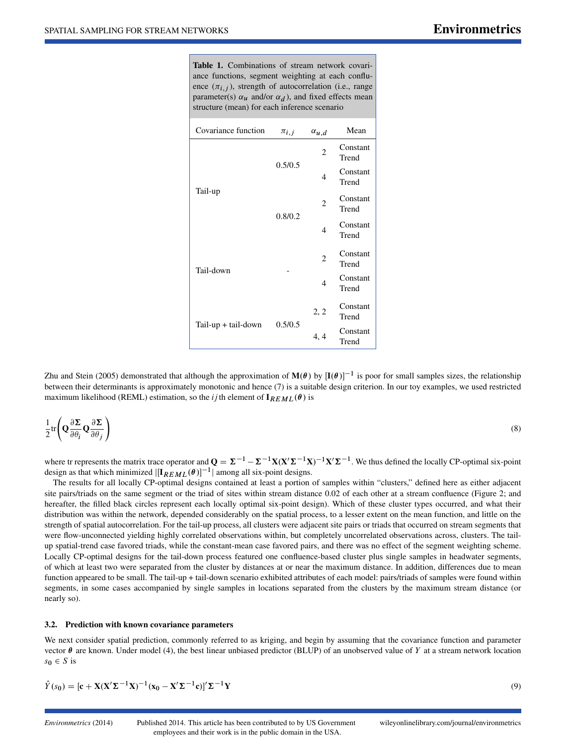**Table 1.** Combinations of stream network covariance functions, segment weighting at each confluence ($\pi_{i,j}$), strength of autocorrelation (i.e., range parameter(s) $\alpha_u$ and/or $\alpha_d$), and fixed effects mean structure (mean) for each inference scenario

| Covariance function | $\pi_{i,j}$ | $\alpha_{u,d}$ | Mean |
|---|---|---|---|
| Tail-up | 0.5/0.5 | 2 | Constant |
| | | | Trend |
| | | 4 | Constant |
| | | | Trend |
| | 0.8/0.2 | 2 | Constant |
| | | | Trend |
| | | 4 | Constant |
| | | | Trend |
| Tail-down | - | 2 | Constant |
| | | | Trend |
| | | 4 | Constant |
| | | | Trend |
| Tail-up + tail-down | 0.5/0.5 | 2, 2 | Constant |
| | | | Trend |
| | | 4, 4 | Constant |
| | | | Trend |

Zhu and Stein (2005) demonstrated that although the approximation of $\mathbf{M}(\boldsymbol{\theta})$ by $[\mathbf{I}(\boldsymbol{\theta})]^{-1}$ is poor for small samples sizes, the relationship between their determinants is approximately monotonic and hence (7) is a suitable design criterion. In our toy examples, we used restricted maximum likelihood (REML) estimation, so the $ij$th element of $\mathbf{I}_{REML}(\boldsymbol{\theta})$ is

$$\frac{1}{2}\mathrm{tr}\left(\mathbf{Q}\frac{\partial \boldsymbol{\Sigma}}{\partial \theta_i}\mathbf{Q}\frac{\partial \boldsymbol{\Sigma}}{\partial \theta_j}\right) \tag{8}$$

where tr represents the matrix trace operator and $\mathbf{Q} = \boldsymbol{\Sigma}^{-1} - \boldsymbol{\Sigma}^{-1}\mathbf{X}(\mathbf{X}'\boldsymbol{\Sigma}^{-1}\mathbf{X})^{-1}\mathbf{X}'\boldsymbol{\Sigma}^{-1}$. We thus defined the locally CP-optimal six-point design as that which minimized $|[\mathbf{I}_{REML}(\boldsymbol{\theta})]^{-1}|$ among all six-point designs.

The results for all locally CP-optimal designs contained at least a portion of samples within "clusters," defined here as either adjacent site pairs/triads on the same segment or the triad of sites within stream distance 0.02 of each other at a stream confluence (Figure 2; and hereafter, the filled black circles represent each locally optimal six-point design). Which of these cluster types occurred, and what their distribution was within the network, depended considerably on the spatial process, to a lesser extent on the mean function, and little on the strength of spatial autocorrelation. For the tail-up process, all clusters were adjacent site pairs or triads that occurred on stream segments that were flow-unconnected yielding highly correlated observations within, but completely uncorrelated observations across, clusters. The tail-up spatial-trend case favored triads, while the constant-mean case favored pairs, and there was no effect of the segment weighting scheme. Locally CP-optimal designs for the tail-down process featured one confluence-based cluster plus single samples in headwater segments, of which at least two were separated from the cluster by distances at or near the maximum distance. In addition, differences due to mean function appeared to be small. The tail-up + tail-down scenario exhibited attributes of each model: pairs/triads of samples were found within segments, in some cases accompanied by single samples in locations separated from the clusters by the maximum stream distance (or nearly so).

### 3.2. Prediction with known covariance parameters

We next consider spatial prediction, commonly referred to as kriging, and begin by assuming that the covariance function and parameter vector $\boldsymbol{\theta}$ are known. Under model (4), the best linear unbiased predictor (BLUP) of an unobserved value of $Y$ at a stream network location $s_0 \in S$ is

$$\hat{Y}(s_0) = [\mathbf{c} + \mathbf{X}(\mathbf{X}'\boldsymbol{\Sigma}^{-1}\mathbf{X})^{-1}(\mathbf{x_0} - \mathbf{X}'\boldsymbol{\Sigma}^{-1}\mathbf{c})]'\boldsymbol{\Sigma}^{-1}\mathbf{Y} \tag{9}$$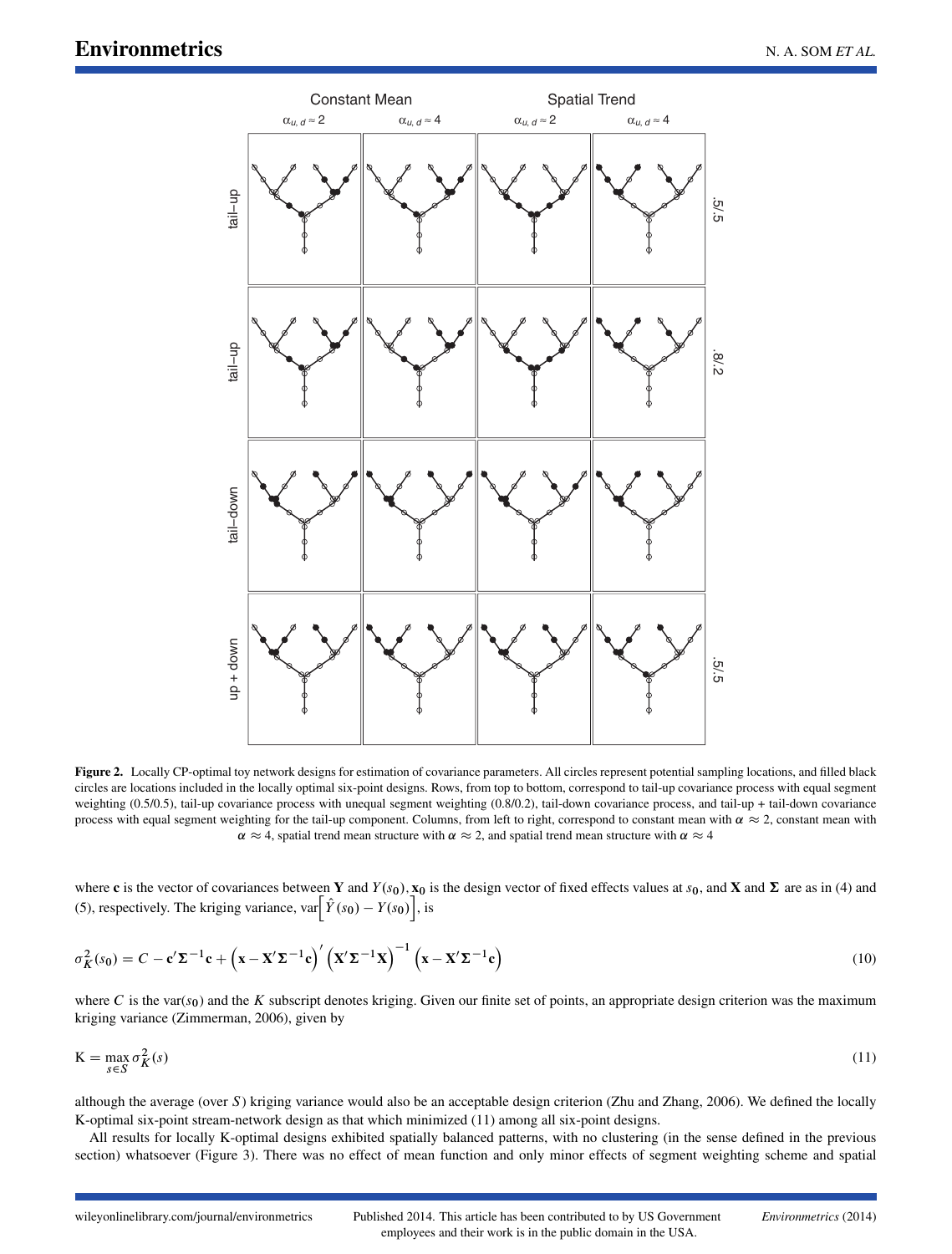**Figure 2.** Locally CP-optimal toy network designs for estimation of covariance parameters. All circles represent potential sampling locations, and filled black circles are locations included in the locally optimal six-point designs. Rows, from top to bottom, correspond to tail-up covariance process with equal segment weighting (0.5/0.5), tail-up covariance process with unequal segment weighting (0.8/0.2), tail-down covariance process, and tail-up + tail-down covariance process with equal segment weighting for the tail-up component. Columns, from left to right, correspond to constant mean with $\alpha \approx 2$, constant mean with $\alpha \approx 4$, spatial trend mean structure with $\alpha \approx 2$, and spatial trend mean structure with $\alpha \approx 4$

where $\mathbf{c}$ is the vector of covariances between $\mathbf{Y}$ and $Y(s_0)$, $\mathbf{x_0}$ is the design vector of fixed effects values at $s_0$, and $\mathbf{X}$ and $\mathbf{\Sigma}$ are as in (4) and (5), respectively. The kriging variance, $\text{var}\left[\hat{Y}(s_0) - Y(s_0)\right]$, is

$$\sigma_K^2(s_0) = C - \mathbf{c}'\mathbf{\Sigma}^{-1}\mathbf{c} + \left(\mathbf{x} - \mathbf{X}'\mathbf{\Sigma}^{-1}\mathbf{c}\right)' \left(\mathbf{X}'\mathbf{\Sigma}^{-1}\mathbf{X}\right)^{-1} \left(\mathbf{x} - \mathbf{X}'\mathbf{\Sigma}^{-1}\mathbf{c}\right) \tag{10}$$

where $C$ is the var$(s_0)$ and the $K$ subscript denotes kriging. Given our finite set of points, an appropriate design criterion was the maximum kriging variance (Zimmerman, 2006), given by

$$\text{K} = \max_{s \in S} \sigma_K^2(s) \tag{11}$$

although the average (over $S$) kriging variance would also be an acceptable design criterion (Zhu and Zhang, 2006). We defined the locally K-optimal six-point stream-network design as that which minimized (11) among all six-point designs.

All results for locally K-optimal designs exhibited spatially balanced patterns, with no clustering (in the sense defined in the previous section) whatsoever (Figure 3). There was no effect of mean function and only minor effects of segment weighting scheme and spatial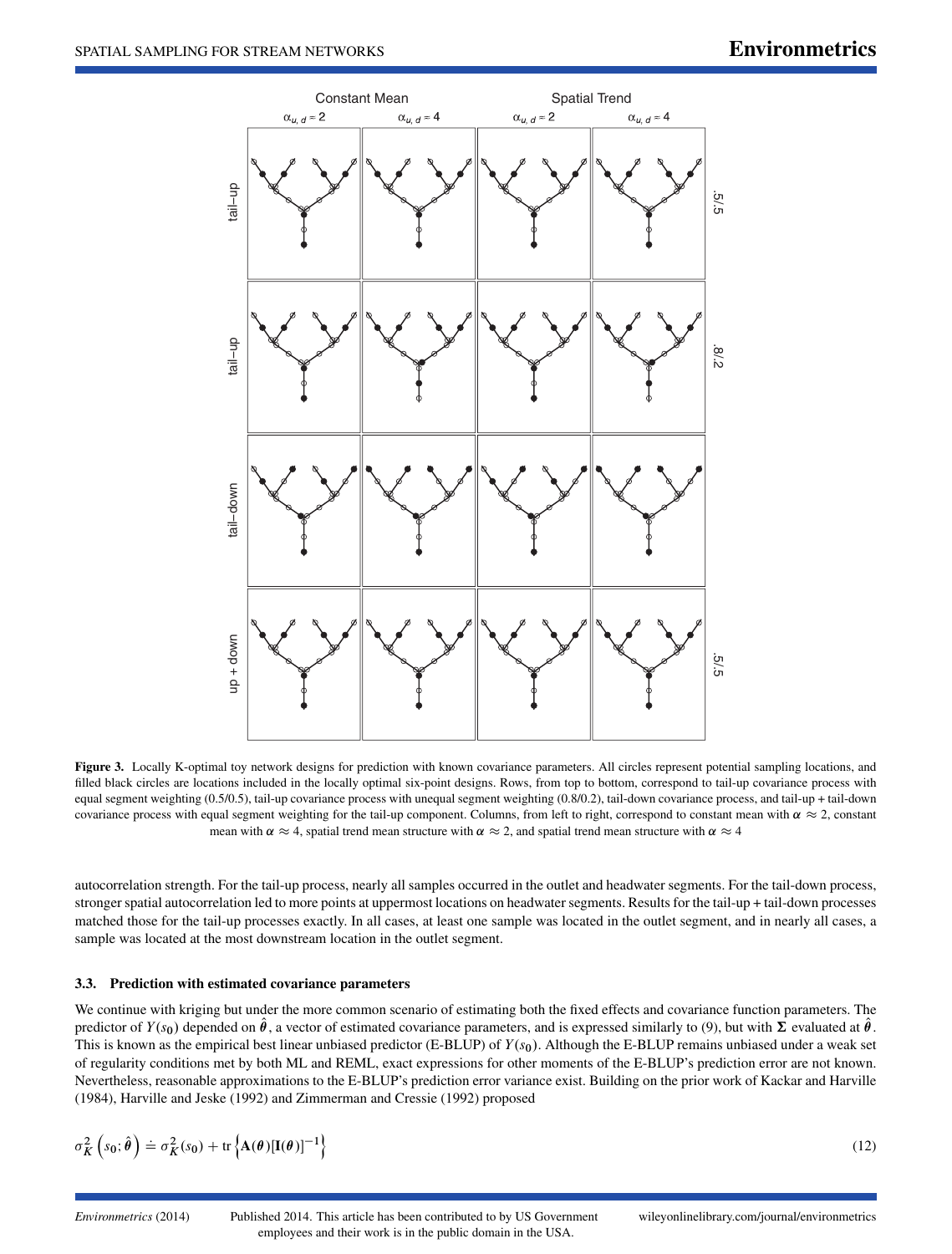**Figure 3.** Locally K-optimal toy network designs for prediction with known covariance parameters. All circles represent potential sampling locations, and filled black circles are locations included in the locally optimal six-point designs. Rows, from top to bottom, correspond to tail-up covariance process with equal segment weighting (0.5/0.5), tail-up covariance process with unequal segment weighting (0.8/0.2), tail-down covariance process, and tail-up + tail-down covariance process with equal segment weighting for the tail-up component. Columns, from left to right, correspond to constant mean with $\alpha \approx 2$, constant mean with $\alpha \approx 4$, spatial trend mean structure with $\alpha \approx 2$, and spatial trend mean structure with $\alpha \approx 4$

autocorrelation strength. For the tail-up process, nearly all samples occurred in the outlet and headwater segments. For the tail-down process, stronger spatial autocorrelation led to more points at uppermost locations on headwater segments. Results for the tail-up + tail-down processes matched those for the tail-up processes exactly. In all cases, at least one sample was located in the outlet segment, and in nearly all cases, a sample was located at the most downstream location in the outlet segment.

### 3.3. Prediction with estimated covariance parameters

We continue with kriging but under the more common scenario of estimating both the fixed effects and covariance function parameters. The predictor of $Y(s_0)$ depended on $\hat{\boldsymbol{\theta}}$, a vector of estimated covariance parameters, and is expressed similarly to (9), but with $\boldsymbol{\Sigma}$ evaluated at $\hat{\boldsymbol{\theta}}$. This is known as the empirical best linear unbiased predictor (E-BLUP) of $Y(s_0)$. Although the E-BLUP remains unbiased under a weak set of regularity conditions met by both ML and REML, exact expressions for other moments of the E-BLUP's prediction error are not known. Nevertheless, reasonable approximations to the E-BLUP's prediction error variance exist. Building on the prior work of Kackar and Harville (1984), Harville and Jeske (1992) and Zimmerman and Cressie (1992) proposed

$$\sigma_K^2\left(s_0;\hat{\boldsymbol{\theta}}\right) \doteq \sigma_K^2(s_0) + \operatorname{tr}\left\{\mathbf{A}(\boldsymbol{\theta})[\mathbf{I}(\boldsymbol{\theta})]^{-1}\right\} \tag{12}$$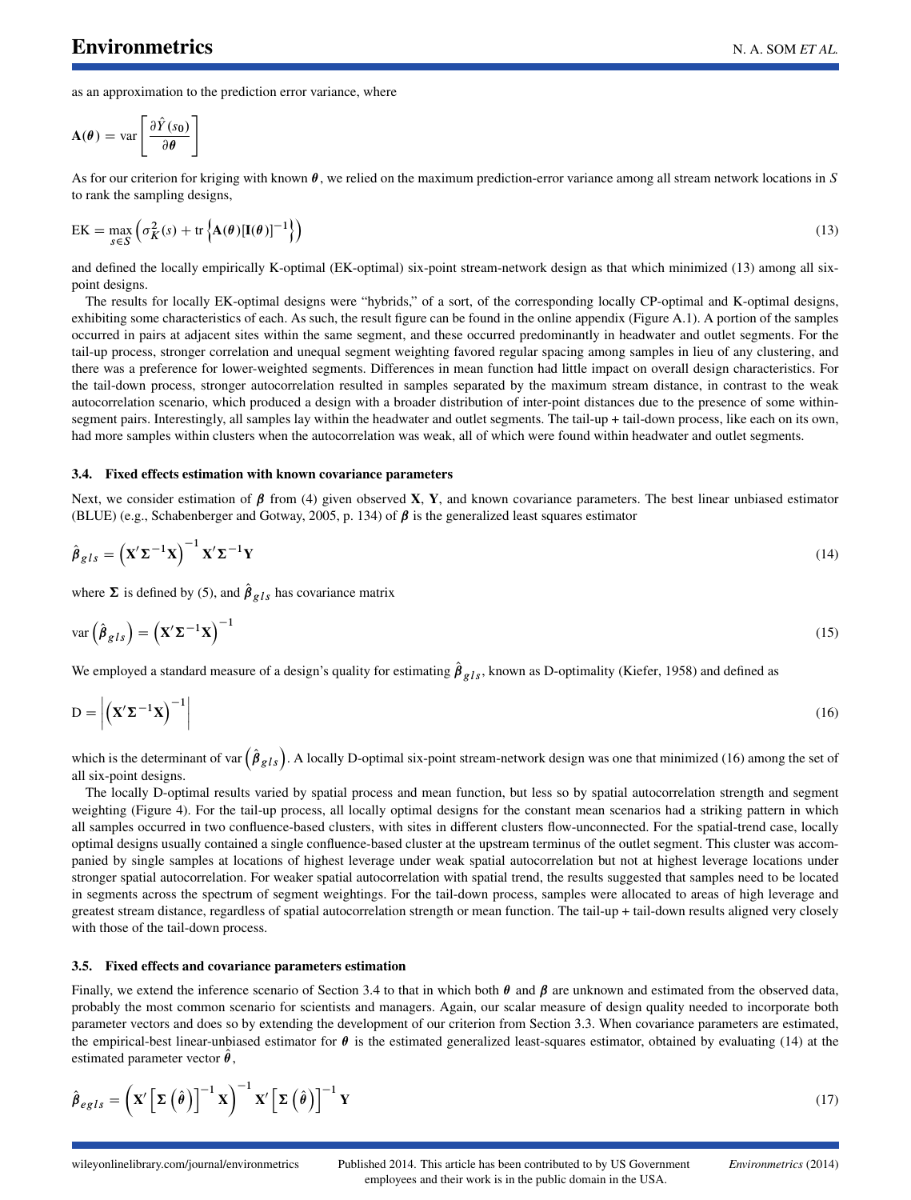as an approximation to the prediction error variance, where

$$\mathbf{A}(\boldsymbol{\theta}) = \text{var}\left[\frac{\partial \hat{Y}(s_0)}{\partial \boldsymbol{\theta}}\right]$$

As for our criterion for kriging with known $\boldsymbol{\theta}$, we relied on the maximum prediction-error variance among all stream network locations in $S$ to rank the sampling designs,

$$\text{EK} = \max_{s \in S}\left(\sigma_K^2(s) + \text{tr}\left\{\mathbf{A}(\boldsymbol{\theta})[\mathbf{I}(\boldsymbol{\theta})]^{-1}\right\}\right) \tag{13}$$

and defined the locally empirically K-optimal (EK-optimal) six-point stream-network design as that which minimized (13) among all six-point designs.

The results for locally EK-optimal designs were "hybrids," of a sort, of the corresponding locally CP-optimal and K-optimal designs, exhibiting some characteristics of each. As such, the result figure can be found in the online appendix (Figure A.1). A portion of the samples occurred in pairs at adjacent sites within the same segment, and these occurred predominantly in headwater and outlet segments. For the tail-up process, stronger correlation and unequal segment weighting favored regular spacing among samples in lieu of any clustering, and there was a preference for lower-weighted segments. Differences in mean function had little impact on overall design characteristics. For the tail-down process, stronger autocorrelation resulted in samples separated by the maximum stream distance, in contrast to the weak autocorrelation scenario, which produced a design with a broader distribution of inter-point distances due to the presence of some within-segment pairs. Interestingly, all samples lay within the headwater and outlet segments. The tail-up + tail-down process, like each on its own, had more samples within clusters when the autocorrelation was weak, all of which were found within headwater and outlet segments.

### 3.4. Fixed effects estimation with known covariance parameters

Next, we consider estimation of $\boldsymbol{\beta}$ from (4) given observed $\mathbf{X}$, $\mathbf{Y}$, and known covariance parameters. The best linear unbiased estimator (BLUE) (e.g., Schabenberger and Gotway, 2005, p. 134) of $\boldsymbol{\beta}$ is the generalized least squares estimator

$$\hat{\boldsymbol{\beta}}_{gls} = \left(\mathbf{X}'\boldsymbol{\Sigma}^{-1}\mathbf{X}\right)^{-1}\mathbf{X}'\boldsymbol{\Sigma}^{-1}\mathbf{Y} \tag{14}$$

where $\boldsymbol{\Sigma}$ is defined by (5), and $\hat{\boldsymbol{\beta}}_{gls}$ has covariance matrix

$$\text{var}\left(\hat{\boldsymbol{\beta}}_{gls}\right) = \left(\mathbf{X}'\boldsymbol{\Sigma}^{-1}\mathbf{X}\right)^{-1} \tag{15}$$

We employed a standard measure of a design's quality for estimating $\hat{\boldsymbol{\beta}}_{gls}$, known as D-optimality (Kiefer, 1958) and defined as

$$\text{D} = \left|\left(\mathbf{X}'\boldsymbol{\Sigma}^{-1}\mathbf{X}\right)^{-1}\right| \tag{16}$$

which is the determinant of $\text{var}\left(\hat{\boldsymbol{\beta}}_{gls}\right)$. A locally D-optimal six-point stream-network design was one that minimized (16) among the set of all six-point designs.

The locally D-optimal results varied by spatial process and mean function, but less so by spatial autocorrelation strength and segment weighting (Figure 4). For the tail-up process, all locally optimal designs for the constant mean scenarios had a striking pattern in which all samples occurred in two confluence-based clusters, with sites in different clusters flow-unconnected. For the spatial-trend case, locally optimal designs usually contained a single confluence-based cluster at the upstream terminus of the outlet segment. This cluster was accompanied by single samples at locations of highest leverage under weak spatial autocorrelation but not at highest leverage locations under stronger spatial autocorrelation. For weaker spatial autocorrelation with spatial trend, the results suggested that samples need to be located in segments across the spectrum of segment weightings. For the tail-down process, samples were allocated to areas of high leverage and greatest stream distance, regardless of spatial autocorrelation strength or mean function. The tail-up + tail-down results aligned very closely with those of the tail-down process.

### 3.5. Fixed effects and covariance parameters estimation

Finally, we extend the inference scenario of Section 3.4 to that in which both $\boldsymbol{\theta}$ and $\boldsymbol{\beta}$ are unknown and estimated from the observed data, probably the most common scenario for scientists and managers. Again, our scalar measure of design quality needed to incorporate both parameter vectors and does so by extending the development of our criterion from Section 3.3. When covariance parameters are estimated, the empirical-best linear-unbiased estimator for $\boldsymbol{\theta}$ is the estimated generalized least-squares estimator, obtained by evaluating (14) at the estimated parameter vector $\hat{\boldsymbol{\theta}}$,

$$\hat{\boldsymbol{\beta}}_{egls} = \left(\mathbf{X}'\left[\boldsymbol{\Sigma}\left(\hat{\boldsymbol{\theta}}\right)\right]^{-1}\mathbf{X}\right)^{-1}\mathbf{X}'\left[\boldsymbol{\Sigma}\left(\hat{\boldsymbol{\theta}}\right)\right]^{-1}\mathbf{Y} \tag{17}$$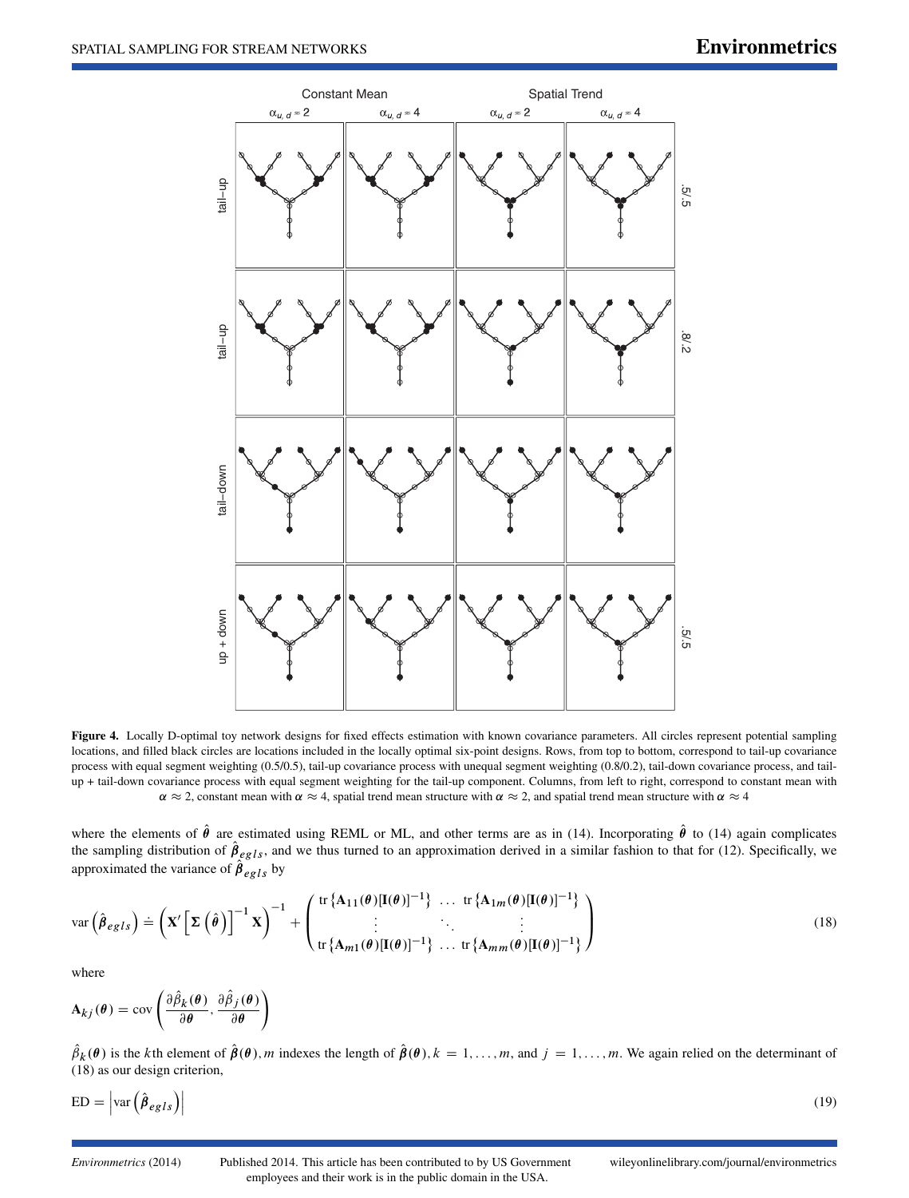**Figure 4.** Locally D-optimal toy network designs for fixed effects estimation with known covariance parameters. All circles represent potential sampling locations, and filled black circles are locations included in the locally optimal six-point designs. Rows, from top to bottom, correspond to tail-up covariance process with equal segment weighting (0.5/0.5), tail-up covariance process with unequal segment weighting (0.8/0.2), tail-down covariance process, and tail-up + tail-down covariance process with equal segment weighting for the tail-up component. Columns, from left to right, correspond to constant mean with $\alpha \approx 2$, constant mean with $\alpha \approx 4$, spatial trend mean structure with $\alpha \approx 2$, and spatial trend mean structure with $\alpha \approx 4$

where the elements of $\hat{\boldsymbol{\theta}}$ are estimated using REML or ML, and other terms are as in (14). Incorporating $\hat{\boldsymbol{\theta}}$ to (14) again complicates the sampling distribution of $\hat{\boldsymbol{\beta}}_{egls}$, and we thus turned to an approximation derived in a similar fashion to that for (12). Specifically, we approximated the variance of $\hat{\boldsymbol{\beta}}_{egls}$ by

$$\text{var}\left(\hat{\boldsymbol{\beta}}_{egls}\right) \doteq \left(\mathbf{X}'\left[\boldsymbol{\Sigma}\left(\hat{\boldsymbol{\theta}}\right)\right]^{-1}\mathbf{X}\right)^{-1} + \begin{pmatrix} \text{tr}\left\{\mathbf{A}_{11}(\boldsymbol{\theta})[\mathbf{I}(\boldsymbol{\theta})]^{-1}\right\} & \dots & \text{tr}\left\{\mathbf{A}_{1m}(\boldsymbol{\theta})[\mathbf{I}(\boldsymbol{\theta})]^{-1}\right\} \\ \vdots & \ddots & \vdots \\ \text{tr}\left\{\mathbf{A}_{m1}(\boldsymbol{\theta})[\mathbf{I}(\boldsymbol{\theta})]^{-1}\right\} & \dots & \text{tr}\left\{\mathbf{A}_{mm}(\boldsymbol{\theta})[\mathbf{I}(\boldsymbol{\theta})]^{-1}\right\} \end{pmatrix} \tag{18}$$

where

$$\mathbf{A}_{kj}(\boldsymbol{\theta}) = \text{cov}\left(\frac{\partial \hat{\beta}_k(\boldsymbol{\theta})}{\partial \boldsymbol{\theta}}, \frac{\partial \hat{\beta}_j(\boldsymbol{\theta})}{\partial \boldsymbol{\theta}}\right)$$

$\hat{\beta}_k(\boldsymbol{\theta})$ is the $k$th element of $\hat{\boldsymbol{\beta}}(\boldsymbol{\theta})$, $m$ indexes the length of $\hat{\boldsymbol{\beta}}(\boldsymbol{\theta})$, $k = 1, \dots, m$, and $j = 1, \dots, m$. We again relied on the determinant of (18) as our design criterion,

$$\text{ED} = \left|\text{var}\left(\hat{\boldsymbol{\beta}}_{egls}\right)\right| \tag{19}$$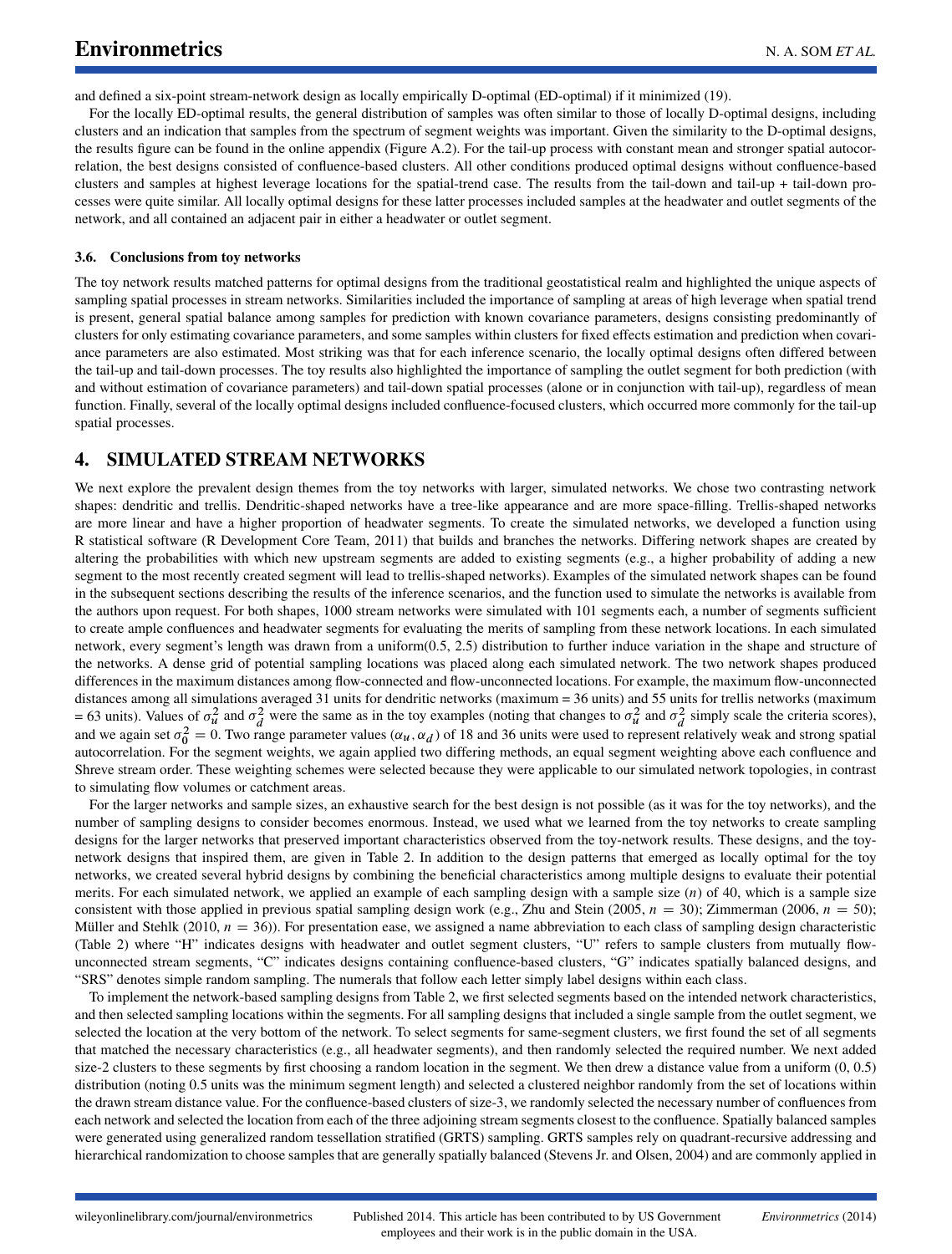and defined a six-point stream-network design as locally empirically D-optimal (ED-optimal) if it minimized (19).

For the locally ED-optimal results, the general distribution of samples was often similar to those of locally D-optimal designs, including clusters and an indication that samples from the spectrum of segment weights was important. Given the similarity to the D-optimal designs, the results figure can be found in the online appendix (Figure A.2). For the tail-up process with constant mean and stronger spatial autocorrelation, the best designs consisted of confluence-based clusters. All other conditions produced optimal designs without confluence-based clusters and samples at highest leverage locations for the spatial-trend case. The results from the tail-down and tail-up + tail-down processes were quite similar. All locally optimal designs for these latter processes included samples at the headwater and outlet segments of the network, and all contained an adjacent pair in either a headwater or outlet segment.

### 3.6. Conclusions from toy networks

The toy network results matched patterns for optimal designs from the traditional geostatistical realm and highlighted the unique aspects of sampling spatial processes in stream networks. Similarities included the importance of sampling at areas of high leverage when spatial trend is present, general spatial balance among samples for prediction with known covariance parameters, designs consisting predominantly of clusters for only estimating covariance parameters, and some samples within clusters for fixed effects estimation and prediction when covariance parameters are also estimated. Most striking was that for each inference scenario, the locally optimal designs often differed between the tail-up and tail-down processes. The toy results also highlighted the importance of sampling the outlet segment for both prediction (with and without estimation of covariance parameters) and tail-down spatial processes (alone or in conjunction with tail-up), regardless of mean function. Finally, several of the locally optimal designs included confluence-focused clusters, which occurred more commonly for the tail-up spatial processes.

## 4. SIMULATED STREAM NETWORKS

We next explore the prevalent design themes from the toy networks with larger, simulated networks. We chose two contrasting network shapes: dendritic and trellis. Dendritic-shaped networks have a tree-like appearance and are more space-filling. Trellis-shaped networks are more linear and have a higher proportion of headwater segments. To create the simulated networks, we developed a function using R statistical software (R Development Core Team, 2011) that builds and branches the networks. Differing network shapes are created by altering the probabilities with which new upstream segments are added to existing segments (e.g., a higher probability of adding a new segment to the most recently created segment will lead to trellis-shaped networks). Examples of the simulated network shapes can be found in the subsequent sections describing the results of the inference scenarios, and the function used to simulate the networks is available from the authors upon request. For both shapes, 1000 stream networks were simulated with 101 segments each, a number of segments sufficient to create ample confluences and headwater segments for evaluating the merits of sampling from these network locations. In each simulated network, every segment's length was drawn from a uniform(0.5, 2.5) distribution to further induce variation in the shape and structure of the networks. A dense grid of potential sampling locations was placed along each simulated network. The two network shapes produced differences in the maximum distances among flow-connected and flow-unconnected locations. For example, the maximum flow-unconnected distances among all simulations averaged 31 units for dendritic networks (maximum = 36 units) and 55 units for trellis networks (maximum = 63 units). Values of $\sigma_u^2$ and $\sigma_d^2$ were the same as in the toy examples (noting that changes to $\sigma_u^2$ and $\sigma_d^2$ simply scale the criteria scores), and we again set $\sigma_0^2 = 0$. Two range parameter values $(\alpha_u, \alpha_d)$ of 18 and 36 units were used to represent relatively weak and strong spatial autocorrelation. For the segment weights, we again applied two differing methods, an equal segment weighting above each confluence and Shreve stream order. These weighting schemes were selected because they were applicable to our simulated network topologies, in contrast to simulating flow volumes or catchment areas.

For the larger networks and sample sizes, an exhaustive search for the best design is not possible (as it was for the toy networks), and the number of sampling designs to consider becomes enormous. Instead, we used what we learned from the toy networks to create sampling designs for the larger networks that preserved important characteristics observed from the toy-network results. These designs, and the toy-network designs that inspired them, are given in Table 2. In addition to the design patterns that emerged as locally optimal for the toy networks, we created several hybrid designs by combining the beneficial characteristics among multiple designs to evaluate their potential merits. For each simulated network, we applied an example of each sampling design with a sample size ($n$) of 40, which is a sample size consistent with those applied in previous spatial sampling design work (e.g., Zhu and Stein (2005, $n$ = 30); Zimmerman (2006, $n$ = 50); Müller and Stehlk (2010, $n$ = 36)). For presentation ease, we assigned a name abbreviation to each class of sampling design characteristic (Table 2) where "H" indicates designs with headwater and outlet segment clusters, "U" refers to sample clusters from mutually flow-unconnected stream segments, "C" indicates designs containing confluence-based clusters, "G" indicates spatially balanced designs, and "SRS" denotes simple random sampling. The numerals that follow each letter simply label designs within each class.

To implement the network-based sampling designs from Table 2, we first selected segments based on the intended network characteristics, and then selected sampling locations within the segments. For all sampling designs that included a single sample from the outlet segment, we selected the location at the very bottom of the network. To select segments for same-segment clusters, we first found the set of all segments that matched the necessary characteristics (e.g., all headwater segments), and then randomly selected the required number. We next added size-2 clusters to these segments by first choosing a random location in the segment. We then drew a distance value from a uniform (0, 0.5) distribution (noting 0.5 units was the minimum segment length) and selected a clustered neighbor randomly from the set of locations within the drawn stream distance value. For the confluence-based clusters of size-3, we randomly selected the necessary number of confluences from each network and selected the location from each of the three adjoining stream segments closest to the confluence. Spatially balanced samples were generated using generalized random tessellation stratified (GRTS) sampling. GRTS samples rely on quadrant-recursive addressing and hierarchical randomization to choose samples that are generally spatially balanced (Stevens Jr. and Olsen, 2004) and are commonly applied in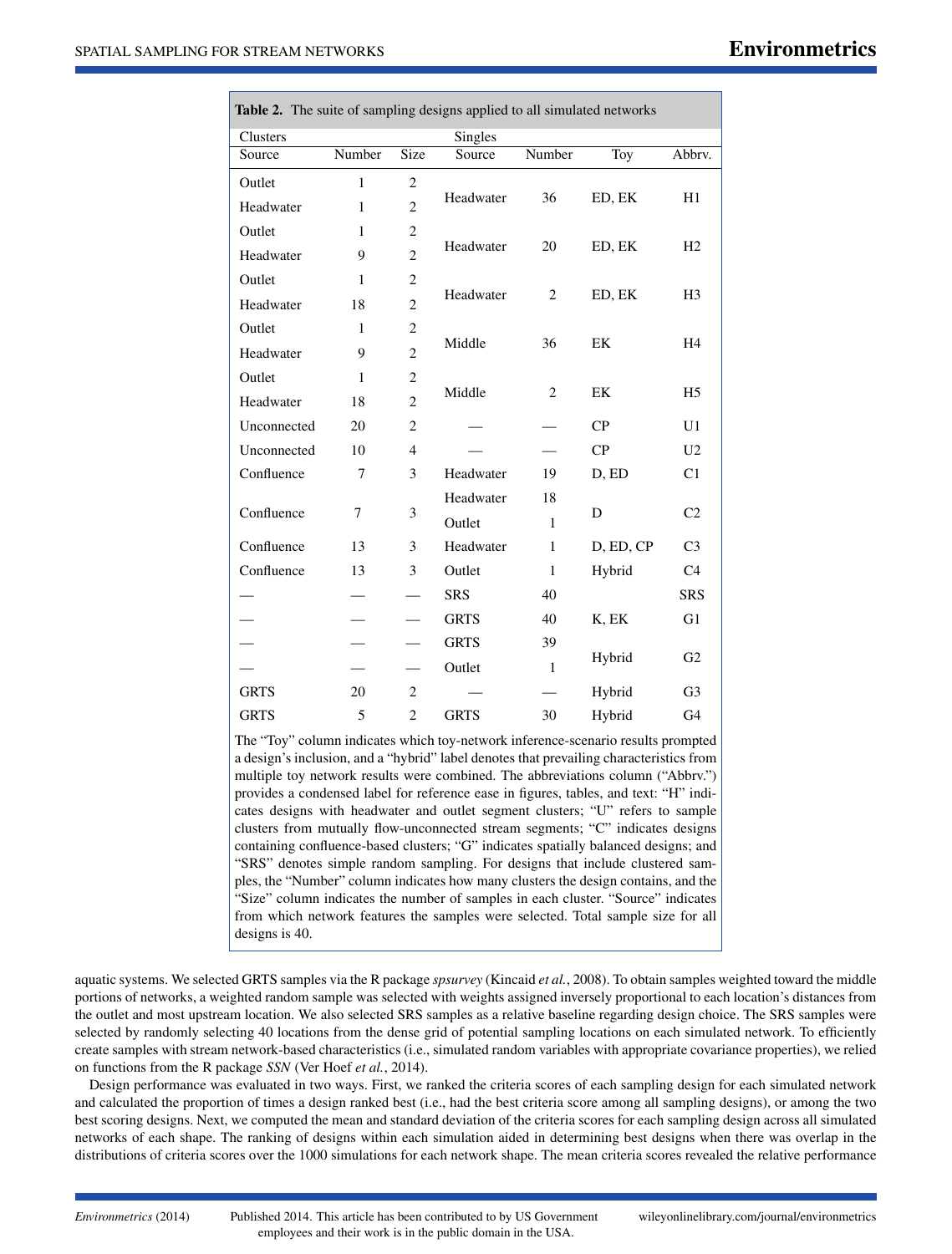**Table 2.** The suite of sampling designs applied to all simulated networks

| Clusters | | | Singles | | | |
|---|---|---|---|---|---|---|
| Source | Number | Size | Source | Number | Toy | Abbrv. |
| Outlet | 1 | 2 | Headwater | 36 | ED, EK | H1 |
| Headwater | 1 | 2 | | | | |
| Outlet | 1 | 2 | Headwater | 20 | ED, EK | H2 |
| Headwater | 9 | 2 | | | | |
| Outlet | 1 | 2 | Headwater | 2 | ED, EK | H3 |
| Headwater | 18 | 2 | | | | |
| Outlet | 1 | 2 | Middle | 36 | EK | H4 |
| Headwater | 9 | 2 | | | | |
| Outlet | 1 | 2 | Middle | 2 | EK | H5 |
| Headwater | 18 | 2 | | | | |
| Unconnected | 20 | 2 | — | — | CP | U1 |
| Unconnected | 10 | 4 | — | — | CP | U2 |
| Confluence | 7 | 3 | Headwater | 19 | D, ED | C1 |
| Confluence | 7 | 3 | Headwater | 18 | D | C2 |
| | | | Outlet | 1 | | |
| Confluence | 13 | 3 | Headwater | 1 | D, ED, CP | C3 |
| Confluence | 13 | 3 | Outlet | 1 | Hybrid | C4 |
| — | — | — | SRS | 40 | | SRS |
| — | — | — | GRTS | 40 | K, EK | G1 |
| — | — | — | GRTS | 39 | Hybrid | G2 |
| — | — | — | Outlet | 1 | | |
| GRTS | 20 | 2 | — | — | Hybrid | G3 |
| GRTS | 5 | 2 | GRTS | 30 | Hybrid | G4 |

The "Toy" column indicates which toy-network inference-scenario results prompted a design's inclusion, and a "hybrid" label denotes that prevailing characteristics from multiple toy network results were combined. The abbreviations column ("Abbrv.") provides a condensed label for reference ease in figures, tables, and text: "H" indicates designs with headwater and outlet segment clusters; "U" refers to sample clusters from mutually flow-unconnected stream segments; "C" indicates designs containing confluence-based clusters; "G" indicates spatially balanced designs; and "SRS" denotes simple random sampling. For designs that include clustered samples, the "Number" column indicates how many clusters the design contains, and the "Size" column indicates the number of samples in each cluster. "Source" indicates from which network features the samples were selected. Total sample size for all designs is 40.

aquatic systems. We selected GRTS samples via the R package *spsurvey* (Kincaid *et al.*, 2008). To obtain samples weighted toward the middle portions of networks, a weighted random sample was selected with weights assigned inversely proportional to each location's distances from the outlet and most upstream location. We also selected SRS samples as a relative baseline regarding design choice. The SRS samples were selected by randomly selecting 40 locations from the dense grid of potential sampling locations on each simulated network. To efficiently create samples with stream network-based characteristics (i.e., simulated random variables with appropriate covariance properties), we relied on functions from the R package *SSN* (Ver Hoef *et al.*, 2014).

Design performance was evaluated in two ways. First, we ranked the criteria scores of each sampling design for each simulated network and calculated the proportion of times a design ranked best (i.e., had the best criteria score among all sampling designs), or among the two best scoring designs. Next, we computed the mean and standard deviation of the criteria scores for each sampling design across all simulated networks of each shape. The ranking of designs within each simulation aided in determining best designs when there was overlap in the distributions of criteria scores over the 1000 simulations for each network shape. The mean criteria scores revealed the relative performance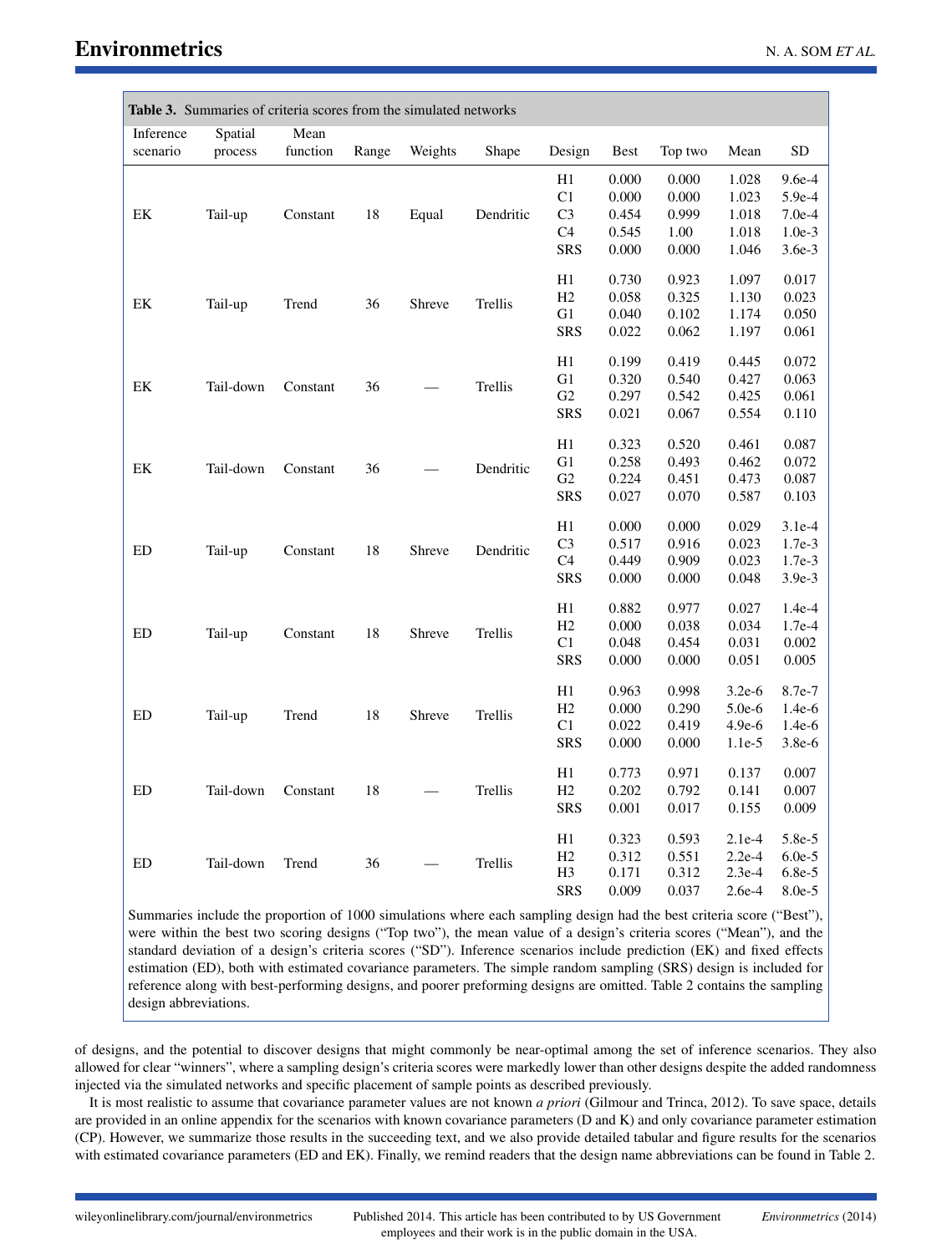**Table 3.** Summaries of criteria scores from the simulated networks

| Inference scenario | Spatial process | Mean function | Range | Weights | Shape | Design | Best | Top two | Mean | SD |
|---|---|---|---|---|---|---|---|---|---|---|
| EK | Tail-up | Constant | 18 | Equal | Dendritic | H1 | 0.000 | 0.000 | 1.028 | 9.6e-4 |
| | | | | | | C1 | 0.000 | 0.000 | 1.023 | 5.9e-4 |
| | | | | | | C3 | 0.454 | 0.999 | 1.018 | 7.0e-4 |
| | | | | | | C4 | 0.545 | 1.00 | 1.018 | 1.0e-3 |
| | | | | | | SRS | 0.000 | 0.000 | 1.046 | 3.6e-3 |
| EK | Tail-up | Trend | 36 | Shreve | Trellis | H1 | 0.730 | 0.923 | 1.097 | 0.017 |
| | | | | | | H2 | 0.058 | 0.325 | 1.130 | 0.023 |
| | | | | | | G1 | 0.040 | 0.102 | 1.174 | 0.050 |
| | | | | | | SRS | 0.022 | 0.062 | 1.197 | 0.061 |
| EK | Tail-down | Constant | 36 | — | Trellis | H1 | 0.199 | 0.419 | 0.445 | 0.072 |
| | | | | | | G1 | 0.320 | 0.540 | 0.427 | 0.063 |
| | | | | | | G2 | 0.297 | 0.542 | 0.425 | 0.061 |
| | | | | | | SRS | 0.021 | 0.067 | 0.554 | 0.110 |
| EK | Tail-down | Constant | 36 | — | Dendritic | H1 | 0.323 | 0.520 | 0.461 | 0.087 |
| | | | | | | G1 | 0.258 | 0.493 | 0.462 | 0.072 |
| | | | | | | G2 | 0.224 | 0.451 | 0.473 | 0.087 |
| | | | | | | SRS | 0.027 | 0.070 | 0.587 | 0.103 |
| ED | Tail-up | Constant | 18 | Shreve | Dendritic | H1 | 0.000 | 0.000 | 0.029 | 3.1e-4 |
| | | | | | | C3 | 0.517 | 0.916 | 0.023 | 1.7e-3 |
| | | | | | | C4 | 0.449 | 0.909 | 0.023 | 1.7e-3 |
| | | | | | | SRS | 0.000 | 0.000 | 0.048 | 3.9e-3 |
| ED | Tail-up | Constant | 18 | Shreve | Trellis | H1 | 0.882 | 0.977 | 0.027 | 1.4e-4 |
| | | | | | | H2 | 0.000 | 0.038 | 0.034 | 1.7e-4 |
| | | | | | | C1 | 0.048 | 0.454 | 0.031 | 0.002 |
| | | | | | | SRS | 0.000 | 0.000 | 0.051 | 0.005 |
| ED | Tail-up | Trend | 18 | Shreve | Trellis | H1 | 0.963 | 0.998 | 3.2e-6 | 8.7e-7 |
| | | | | | | H2 | 0.000 | 0.290 | 5.0e-6 | 1.4e-6 |
| | | | | | | C1 | 0.022 | 0.419 | 4.9e-6 | 1.4e-6 |
| | | | | | | SRS | 0.000 | 0.000 | 1.1e-5 | 3.8e-6 |
| ED | Tail-down | Constant | 18 | — | Trellis | H1 | 0.773 | 0.971 | 0.137 | 0.007 |
| | | | | | | H2 | 0.202 | 0.792 | 0.141 | 0.007 |
| | | | | | | SRS | 0.001 | 0.017 | 0.155 | 0.009 |
| ED | Tail-down | Trend | 36 | — | Trellis | H1 | 0.323 | 0.593 | 2.1e-4 | 5.8e-5 |
| | | | | | | H2 | 0.312 | 0.551 | 2.2e-4 | 6.0e-5 |
| | | | | | | H3 | 0.171 | 0.312 | 2.3e-4 | 6.8e-5 |
| | | | | | | SRS | 0.009 | 0.037 | 2.6e-4 | 8.0e-5 |

Summaries include the proportion of 1000 simulations where each sampling design had the best criteria score ("Best"), were within the best two scoring designs ("Top two"), the mean value of a design's criteria scores ("Mean"), and the standard deviation of a design's criteria scores ("SD"). Inference scenarios include prediction (EK) and fixed effects estimation (ED), both with estimated covariance parameters. The simple random sampling (SRS) design is included for reference along with best-performing designs, and poorer preforming designs are omitted. Table 2 contains the sampling design abbreviations.

of designs, and the potential to discover designs that might commonly be near-optimal among the set of inference scenarios. They also allowed for clear "winners", where a sampling design's criteria scores were markedly lower than other designs despite the added randomness injected via the simulated networks and specific placement of sample points as described previously.

It is most realistic to assume that covariance parameter values are not known *a priori* (Gilmour and Trinca, 2012). To save space, details are provided in an online appendix for the scenarios with known covariance parameters (D and K) and only covariance parameter estimation (CP). However, we summarize those results in the succeeding text, and we also provide detailed tabular and figure results for the scenarios with estimated covariance parameters (ED and EK). Finally, we remind readers that the design name abbreviations can be found in Table 2.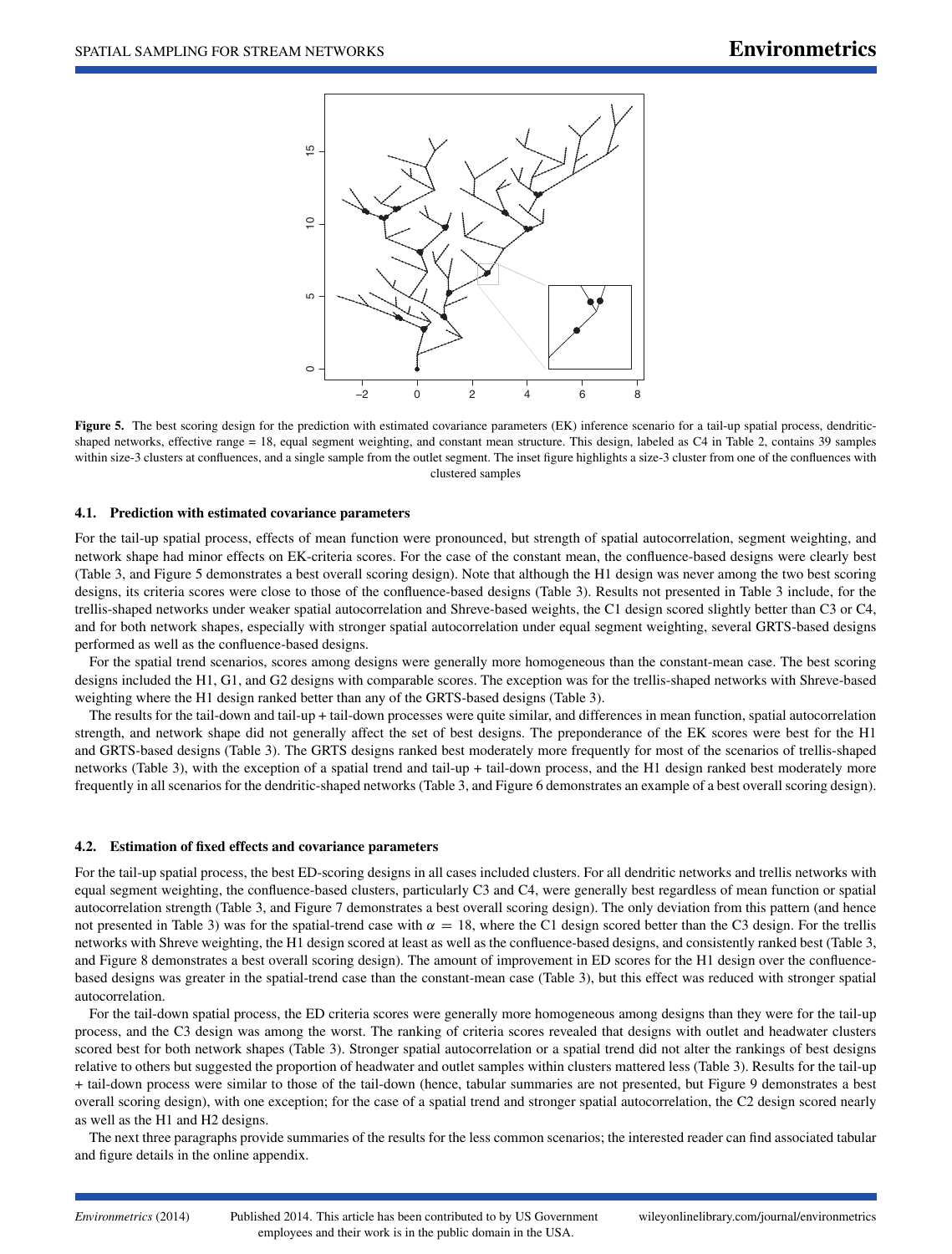**Figure 5.** The best scoring design for the prediction with estimated covariance parameters (EK) inference scenario for a tail-up spatial process, dendritic-shaped networks, effective range = 18, equal segment weighting, and constant mean structure. This design, labeled as C4 in Table 2, contains 39 samples within size-3 clusters at confluences, and a single sample from the outlet segment. The inset figure highlights a size-3 cluster from one of the confluences with clustered samples

### 4.1. Prediction with estimated covariance parameters

For the tail-up spatial process, effects of mean function were pronounced, but strength of spatial autocorrelation, segment weighting, and network shape had minor effects on EK-criteria scores. For the case of the constant mean, the confluence-based designs were clearly best (Table 3, and Figure 5 demonstrates a best overall scoring design). Note that although the H1 design was never among the two best scoring designs, its criteria scores were close to those of the confluence-based designs (Table 3). Results not presented in Table 3 include, for the trellis-shaped networks under weaker spatial autocorrelation and Shreve-based weights, the C1 design scored slightly better than C3 or C4, and for both network shapes, especially with stronger spatial autocorrelation under equal segment weighting, several GRTS-based designs performed as well as the confluence-based designs.

For the spatial trend scenarios, scores among designs were generally more homogeneous than the constant-mean case. The best scoring designs included the H1, G1, and G2 designs with comparable scores. The exception was for the trellis-shaped networks with Shreve-based weighting where the H1 design ranked better than any of the GRTS-based designs (Table 3).

The results for the tail-down and tail-up + tail-down processes were quite similar, and differences in mean function, spatial autocorrelation strength, and network shape did not generally affect the set of best designs. The preponderance of the EK scores were best for the H1 and GRTS-based designs (Table 3). The GRTS designs ranked best moderately more frequently for most of the scenarios of trellis-shaped networks (Table 3), with the exception of a spatial trend and tail-up + tail-down process, and the H1 design ranked best moderately more frequently in all scenarios for the dendritic-shaped networks (Table 3, and Figure 6 demonstrates an example of a best overall scoring design).

### 4.2. Estimation of fixed effects and covariance parameters

For the tail-up spatial process, the best ED-scoring designs in all cases included clusters. For all dendritic networks and trellis networks with equal segment weighting, the confluence-based clusters, particularly C3 and C4, were generally best regardless of mean function or spatial autocorrelation strength (Table 3, and Figure 7 demonstrates a best overall scoring design). The only deviation from this pattern (and hence not presented in Table 3) was for the spatial-trend case with $\alpha = 18$, where the C1 design scored better than the C3 design. For the trellis networks with Shreve weighting, the H1 design scored at least as well as the confluence-based designs, and consistently ranked best (Table 3, and Figure 8 demonstrates a best overall scoring design). The amount of improvement in ED scores for the H1 design over the confluence-based designs was greater in the spatial-trend case than the constant-mean case (Table 3), but this effect was reduced with stronger spatial autocorrelation.

For the tail-down spatial process, the ED criteria scores were generally more homogeneous among designs than they were for the tail-up process, and the C3 design was among the worst. The ranking of criteria scores revealed that designs with outlet and headwater clusters scored best for both network shapes (Table 3). Stronger spatial autocorrelation or a spatial trend did not alter the rankings of best designs relative to others but suggested the proportion of headwater and outlet samples within clusters mattered less (Table 3). Results for the tail-up + tail-down process were similar to those of the tail-down (hence, tabular summaries are not presented, but Figure 9 demonstrates a best overall scoring design), with one exception; for the case of a spatial trend and stronger spatial autocorrelation, the C2 design scored nearly as well as the H1 and H2 designs.

The next three paragraphs provide summaries of the results for the less common scenarios; the interested reader can find associated tabular and figure details in the online appendix.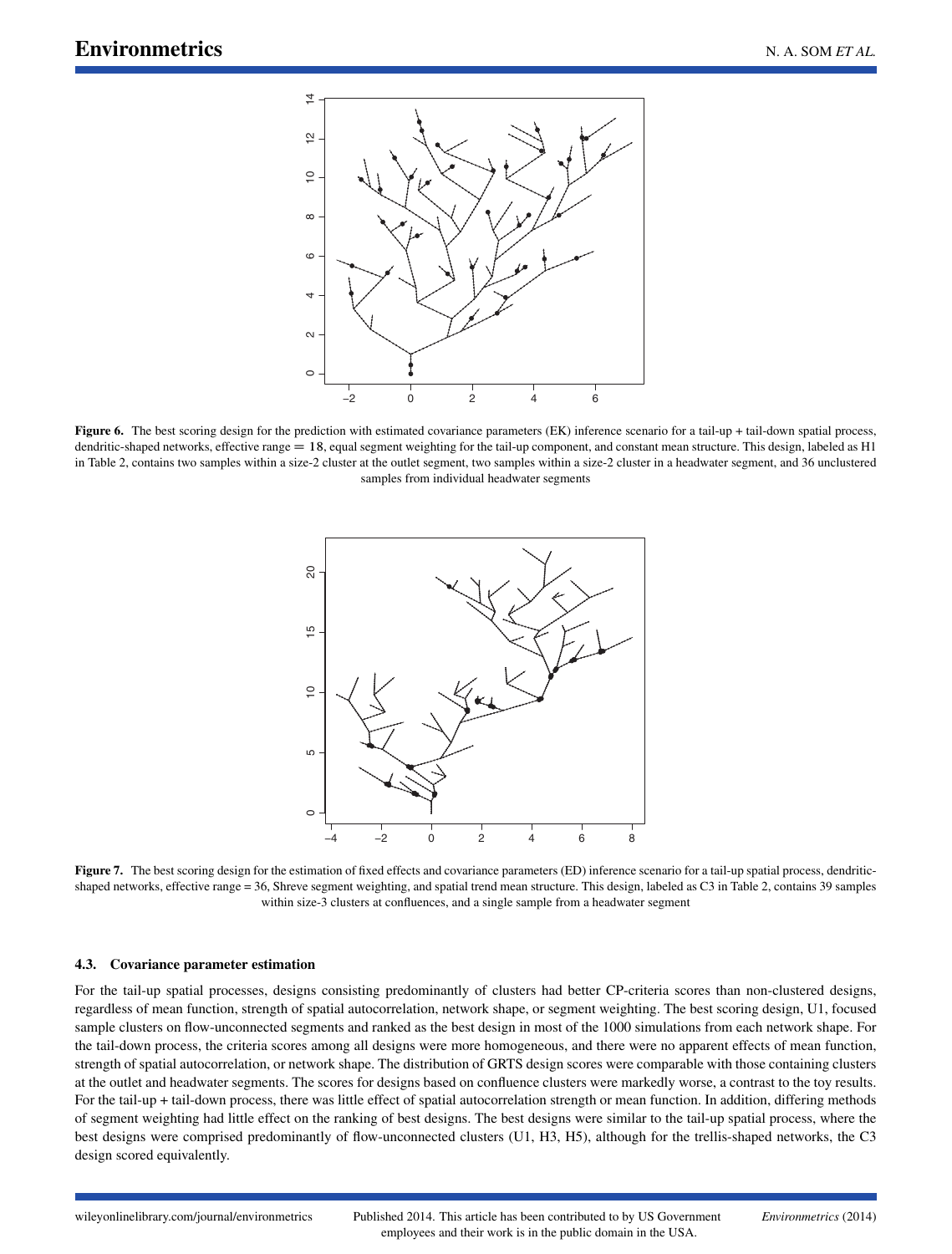**Figure 6.** The best scoring design for the prediction with estimated covariance parameters (EK) inference scenario for a tail-up + tail-down spatial process, dendritic-shaped networks, effective range $= 18$, equal segment weighting for the tail-up component, and constant mean structure. This design, labeled as H1 in Table 2, contains two samples within a size-2 cluster at the outlet segment, two samples within a size-2 cluster in a headwater segment, and 36 unclustered samples from individual headwater segments

**Figure 7.** The best scoring design for the estimation of fixed effects and covariance parameters (ED) inference scenario for a tail-up spatial process, dendritic-shaped networks, effective range = 36, Shreve segment weighting, and spatial trend mean structure. This design, labeled as C3 in Table 2, contains 39 samples within size-3 clusters at confluences, and a single sample from a headwater segment

### 4.3. Covariance parameter estimation

For the tail-up spatial processes, designs consisting predominantly of clusters had better CP-criteria scores than non-clustered designs, regardless of mean function, strength of spatial autocorrelation, network shape, or segment weighting. The best scoring design, U1, focused sample clusters on flow-unconnected segments and ranked as the best design in most of the 1000 simulations from each network shape. For the tail-down process, the criteria scores among all designs were more homogeneous, and there were no apparent effects of mean function, strength of spatial autocorrelation, or network shape. The distribution of GRTS design scores were comparable with those containing clusters at the outlet and headwater segments. The scores for designs based on confluence clusters were markedly worse, a contrast to the toy results. For the tail-up + tail-down process, there was little effect of spatial autocorrelation strength or mean function. In addition, differing methods of segment weighting had little effect on the ranking of best designs. The best designs were similar to the tail-up spatial process, where the best designs were comprised predominantly of flow-unconnected clusters (U1, H3, H5), although for the trellis-shaped networks, the C3 design scored equivalently.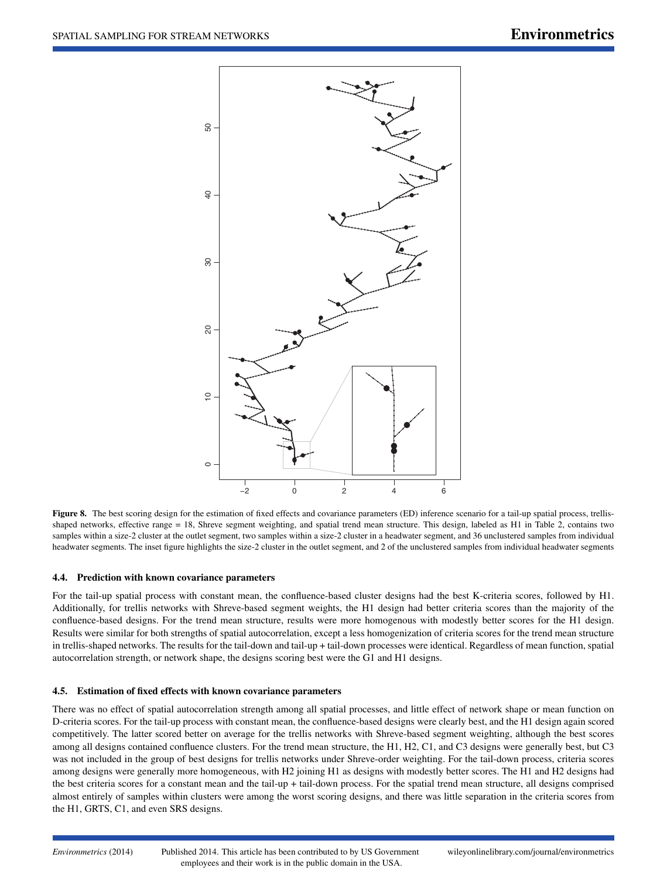**Figure 8.** The best scoring design for the estimation of fixed effects and covariance parameters (ED) inference scenario for a tail-up spatial process, trellis-shaped networks, effective range = 18, Shreve segment weighting, and spatial trend mean structure. This design, labeled as H1 in Table 2, contains two samples within a size-2 cluster at the outlet segment, two samples within a size-2 cluster in a headwater segment, and 36 unclustered samples from individual headwater segments. The inset figure highlights the size-2 cluster in the outlet segment, and 2 of the unclustered samples from individual headwater segments

### 4.4. Prediction with known covariance parameters

For the tail-up spatial process with constant mean, the confluence-based cluster designs had the best K-criteria scores, followed by H1. Additionally, for trellis networks with Shreve-based segment weights, the H1 design had better criteria scores than the majority of the confluence-based designs. For the trend mean structure, results were more homogenous with modestly better scores for the H1 design. Results were similar for both strengths of spatial autocorrelation, except a less homogenization of criteria scores for the trend mean structure in trellis-shaped networks. The results for the tail-down and tail-up + tail-down processes were identical. Regardless of mean function, spatial autocorrelation strength, or network shape, the designs scoring best were the G1 and H1 designs.

### 4.5. Estimation of fixed effects with known covariance parameters

There was no effect of spatial autocorrelation strength among all spatial processes, and little effect of network shape or mean function on D-criteria scores. For the tail-up process with constant mean, the confluence-based designs were clearly best, and the H1 design again scored competitively. The latter scored better on average for the trellis networks with Shreve-based segment weighting, although the best scores among all designs contained confluence clusters. For the trend mean structure, the H1, H2, C1, and C3 designs were generally best, but C3 was not included in the group of best designs for trellis networks under Shreve-order weighting. For the tail-down process, criteria scores among designs were generally more homogeneous, with H2 joining H1 as designs with modestly better scores. The H1 and H2 designs had the best criteria scores for a constant mean and the tail-up + tail-down process. For the spatial trend mean structure, all designs comprised almost entirely of samples within clusters were among the worst scoring designs, and there was little separation in the criteria scores from the H1, GRTS, C1, and even SRS designs.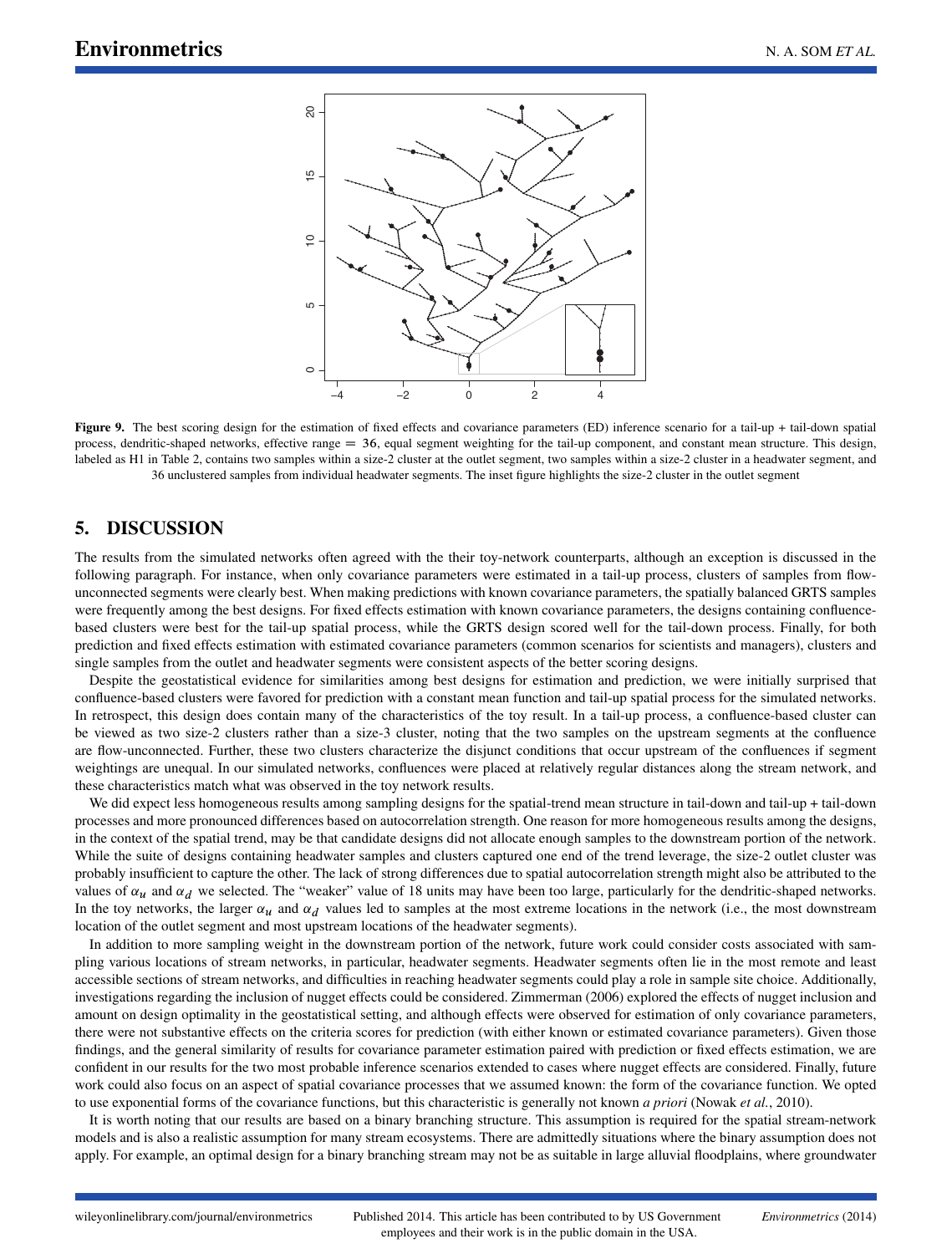**Figure 9.** The best scoring design for the estimation of fixed effects and covariance parameters (ED) inference scenario for a tail-up + tail-down spatial process, dendritic-shaped networks, effective range = 36, equal segment weighting for the tail-up component, and constant mean structure. This design, labeled as H1 in Table 2, contains two samples within a size-2 cluster at the outlet segment, two samples within a size-2 cluster in a headwater segment, and 36 unclustered samples from individual headwater segments. The inset figure highlights the size-2 cluster in the outlet segment

## 5. DISCUSSION

The results from the simulated networks often agreed with the their toy-network counterparts, although an exception is discussed in the following paragraph. For instance, when only covariance parameters were estimated in a tail-up process, clusters of samples from flow-unconnected segments were clearly best. When making predictions with known covariance parameters, the spatially balanced GRTS samples were frequently among the best designs. For fixed effects estimation with known covariance parameters, the designs containing confluence-based clusters were best for the tail-up spatial process, while the GRTS design scored well for the tail-down process. Finally, for both prediction and fixed effects estimation with estimated covariance parameters (common scenarios for scientists and managers), clusters and single samples from the outlet and headwater segments were consistent aspects of the better scoring designs.

Despite the geostatistical evidence for similarities among best designs for estimation and prediction, we were initially surprised that confluence-based clusters were favored for prediction with a constant mean function and tail-up spatial process for the simulated networks. In retrospect, this design does contain many of the characteristics of the toy result. In a tail-up process, a confluence-based cluster can be viewed as two size-2 clusters rather than a size-3 cluster, noting that the two samples on the upstream segments at the confluence are flow-unconnected. Further, these two clusters characterize the disjunct conditions that occur upstream of the confluences if segment weightings are unequal. In our simulated networks, confluences were placed at relatively regular distances along the stream network, and these characteristics match what was observed in the toy network results.

We did expect less homogeneous results among sampling designs for the spatial-trend mean structure in tail-down and tail-up + tail-down processes and more pronounced differences based on autocorrelation strength. One reason for more homogeneous results among the designs, in the context of the spatial trend, may be that candidate designs did not allocate enough samples to the downstream portion of the network. While the suite of designs containing headwater samples and clusters captured one end of the trend leverage, the size-2 outlet cluster was probably insufficient to capture the other. The lack of strong differences due to spatial autocorrelation strength might also be attributed to the values of $\alpha_u$ and $\alpha_d$ we selected. The "weaker" value of 18 units may have been too large, particularly for the dendritic-shaped networks. In the toy networks, the larger $\alpha_u$ and $\alpha_d$ values led to samples at the most extreme locations in the network (i.e., the most downstream location of the outlet segment and most upstream locations of the headwater segments).

In addition to more sampling weight in the downstream portion of the network, future work could consider costs associated with sampling various locations of stream networks, in particular, headwater segments. Headwater segments often lie in the most remote and least accessible sections of stream networks, and difficulties in reaching headwater segments could play a role in sample site choice. Additionally, investigations regarding the inclusion of nugget effects could be considered. Zimmerman (2006) explored the effects of nugget inclusion and amount on design optimality in the geostatistical setting, and although effects were observed for estimation of only covariance parameters, there were not substantive effects on the criteria scores for prediction (with either known or estimated covariance parameters). Given those findings, and the general similarity of results for covariance parameter estimation paired with prediction or fixed effects estimation, we are confident in our results for the two most probable inference scenarios extended to cases where nugget effects are considered. Finally, future work could also focus on an aspect of spatial covariance processes that we assumed known: the form of the covariance function. We opted to use exponential forms of the covariance functions, but this characteristic is generally not known *a priori* (Nowak *et al.*, 2010).

It is worth noting that our results are based on a binary branching structure. This assumption is required for the spatial stream-network models and is also a realistic assumption for many stream ecosystems. There are admittedly situations where the binary assumption does not apply. For example, an optimal design for a binary branching stream may not be as suitable in large alluvial floodplains, where groundwater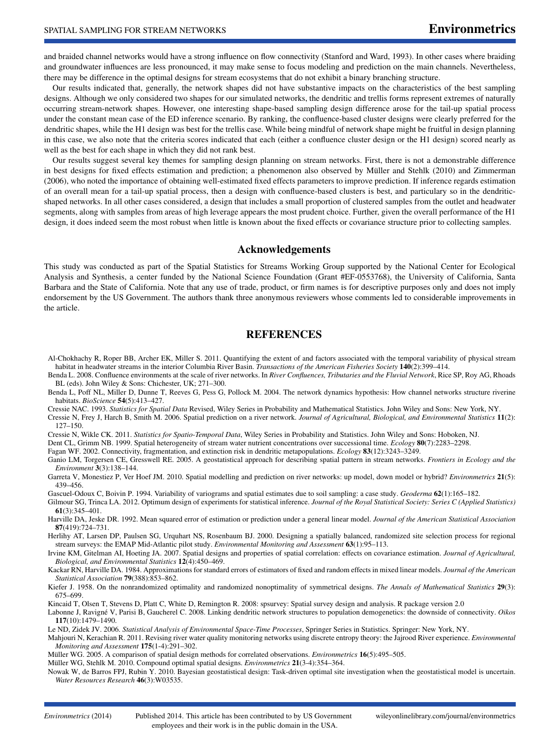and braided channel networks would have a strong influence on flow connectivity (Stanford and Ward, 1993). In other cases where braiding and groundwater influences are less pronounced, it may make sense to focus modeling and prediction on the main channels. Nevertheless, there may be difference in the optimal designs for stream ecosystems that do not exhibit a binary branching structure.

Our results indicated that, generally, the network shapes did not have substantive impacts on the characteristics of the best sampling designs. Although we only considered two shapes for our simulated networks, the dendritic and trellis forms represent extremes of naturally occurring stream-network shapes. However, one interesting shape-based sampling design difference arose for the tail-up spatial process under the constant mean case of the ED inference scenario. By ranking, the confluence-based cluster designs were clearly preferred for the dendritic shapes, while the H1 design was best for the trellis case. While being mindful of network shape might be fruitful in design planning in this case, we also note that the criteria scores indicated that each (either a confluence cluster design or the H1 design) scored nearly as well as the best for each shape in which they did not rank best.

Our results suggest several key themes for sampling design planning on stream networks. First, there is not a demonstrable difference in best designs for fixed effects estimation and prediction; a phenomenon also observed by Müller and Stehlk (2010) and Zimmerman (2006), who noted the importance of obtaining well-estimated fixed effects parameters to improve prediction. If inference regards estimation of an overall mean for a tail-up spatial process, then a design with confluence-based clusters is best, and particulary so in the dendritic-shaped networks. In all other cases considered, a design that includes a small proportion of clustered samples from the outlet and headwater segments, along with samples from areas of high leverage appears the most prudent choice. Further, given the overall performance of the H1 design, it does indeed seem the most robust when little is known about the fixed effects or covariance structure prior to collecting samples.

## Acknowledgements

This study was conducted as part of the Spatial Statistics for Streams Working Group supported by the National Center for Ecological Analysis and Synthesis, a center funded by the National Science Foundation (Grant #EF-0553768), the University of California, Santa Barbara and the State of California. Note that any use of trade, product, or firm names is for descriptive purposes only and does not imply endorsement by the US Government. The authors thank three anonymous reviewers whose comments led to considerable improvements in the article.

## REFERENCES

Al-Chokhachy R, Roper BB, Archer EK, Miller S. 2011. Quantifying the extent of and factors associated with the temporal variability of physical stream habitat in headwater streams in the interior Columbia River Basin. *Transactions of the American Fisheries Society* **140**(2):399–414.

Benda L. 2008. Confluence environments at the scale of river networks. In *River Confluences, Tributaries and the Fluvial Network*, Rice SP, Roy AG, Rhoads BL (eds). John Wiley & Sons: Chichester, UK; 271–300.

Benda L, Poff NL, Miller D, Dunne T, Reeves G, Pess G, Pollock M. 2004. The network dynamics hypothesis: How channel networks structure riverine habitats. *BioScience* **54**(5):413–427.

Cressie NAC. 1993. *Statistics for Spatial Data* Revised, Wiley Series in Probability and Mathematical Statistics. John Wiley and Sons: New York, NY.

Cressie N, Frey J, Harch B, Smith M. 2006. Spatial prediction on a river network. *Journal of Agricultural, Biological, and Environmental Statistics* **11**(2): 127–150.

Cressie N, Wikle CK. 2011. *Statistics for Spatio-Temporal Data*, Wiley Series in Probability and Statistics. John Wiley and Sons: Hoboken, NJ.

Dent CL, Grimm NB. 1999. Spatial heterogeneity of stream water nutrient concentrations over successional time. *Ecology* **80**(7):2283–2298.

Fagan WF. 2002. Connectivity, fragmentation, and extinction risk in dendritic metapopulations. *Ecology* **83**(12):3243–3249.

Ganio LM, Torgersen CE, Gresswell RE. 2005. A geostatistical approach for describing spatial pattern in stream networks. *Frontiers in Ecology and the Environment* **3**(3):138–144.

Garreta V, Monestiez P, Ver Hoef JM. 2010. Spatial modelling and prediction on river networks: up model, down model or hybrid? *Environmetrics* **21**(5): 439–456.

Gascuel-Odoux C, Boivin P. 1994. Variability of variograms and spatial estimates due to soil sampling: a case study. *Geoderma* **62**(1):165–182.

Gilmour SG, Trinca LA. 2012. Optimum design of experiments for statistical inference. *Journal of the Royal Statistical Society: Series C (Applied Statistics)* **61**(3):345–401.

Harville DA, Jeske DR. 1992. Mean squared error of estimation or prediction under a general linear model. *Journal of the American Statistical Association* **87**(419):724–731.

Herlihy AT, Larsen DP, Paulsen SG, Urquhart NS, Rosenbaum BJ. 2000. Designing a spatially balanced, randomized site selection process for regional stream surveys: the EMAP Mid-Atlantic pilot study. *Environmental Monitoring and Assessment* **63**(1):95–113.

Irvine KM, Gitelman AI, Hoeting JA. 2007. Spatial designs and properties of spatial correlation: effects on covariance estimation. *Journal of Agricultural, Biological, and Environmental Statistics* **12**(4):450–469.

Kackar RN, Harville DA. 1984. Approximations for standard errors of estimators of fixed and random effects in mixed linear models. *Journal of the American Statistical Association* **79**(388):853–862.

Kiefer J. 1958. On the nonrandomized optimality and randomized nonoptimality of symmetrical designs. *The Annals of Mathematical Statistics* **29**(3): 675–699.

Kincaid T, Olsen T, Stevens D, Platt C, White D, Remington R. 2008: spsurvey: Spatial survey design and analysis. R package version 2.0

Labonne J, Ravigné V, Parisi B, Gaucherel C. 2008. Linking dendritic network structures to population demogenetics: the downside of connectivity. *Oikos* **117**(10):1479–1490.

Le ND, Zidek JV. 2006. *Statistical Analysis of Environmental Space-Time Processes*, Springer Series in Statistics. Springer: New York, NY.

Mahjouri N, Kerachian R. 2011. Revising river water quality monitoring networks using discrete entropy theory: the Jajrood River experience. *Environmental Monitoring and Assessment* **175**(1-4):291–302.

Müller WG. 2005. A comparison of spatial design methods for correlated observations. *Environmetrics* **16**(5):495–505.

Müller WG, Stehlk M. 2010. Compound optimal spatial designs. *Environmetrics* **21**(3-4):354–364.

Nowak W, de Barros FPJ, Rubin Y. 2010. Bayesian geostatistical design: Task-driven optimal site investigation when the geostatistical model is uncertain. *Water Resources Research* **46**(3):W03535.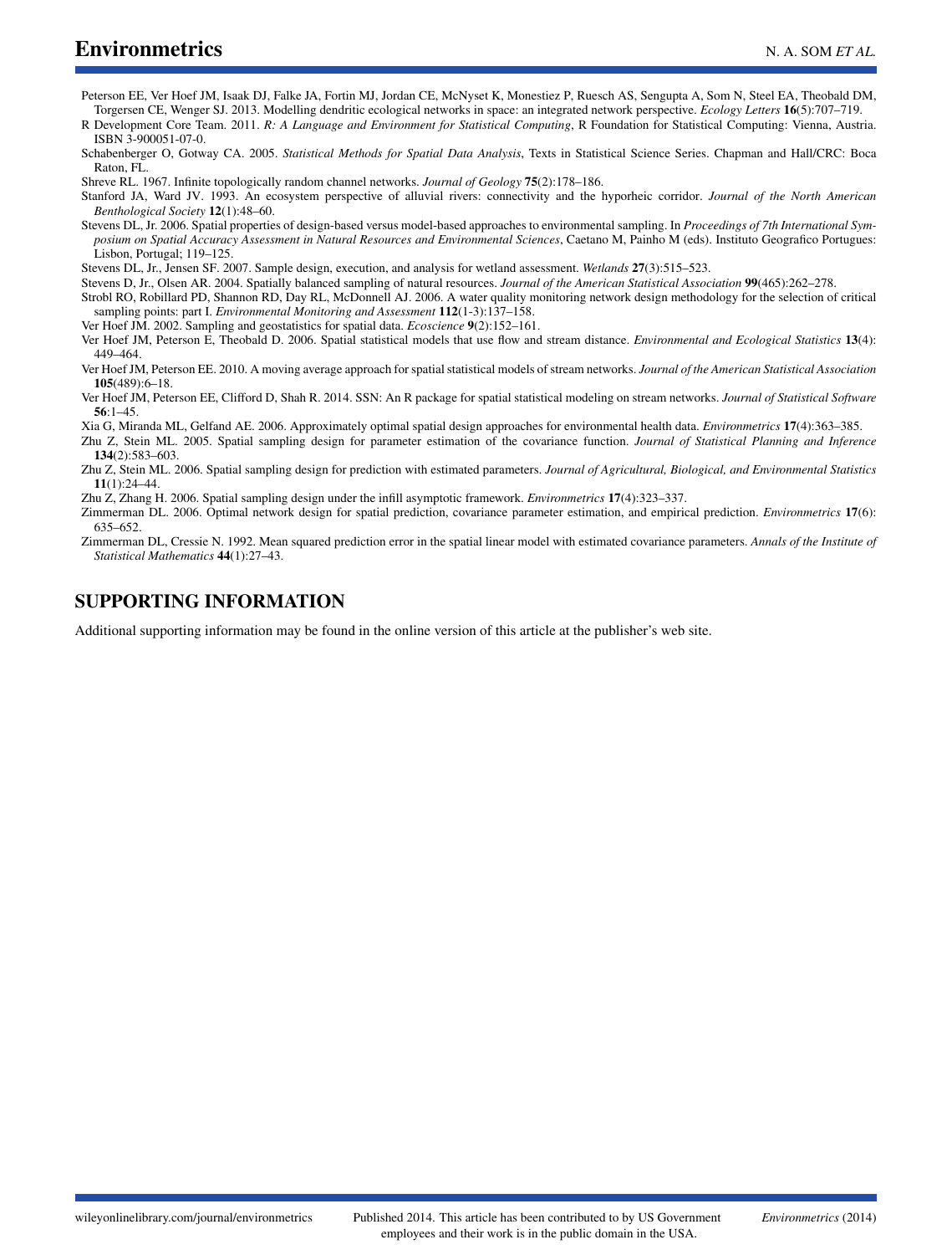Peterson EE, Ver Hoef JM, Isaak DJ, Falke JA, Fortin MJ, Jordan CE, McNyset K, Monestiez P, Ruesch AS, Sengupta A, Som N, Steel EA, Theobald DM, Torgersen CE, Wenger SJ. 2013. Modelling dendritic ecological networks in space: an integrated network perspective. *Ecology Letters* **16**(5):707–719.

R Development Core Team. 2011. *R: A Language and Environment for Statistical Computing*, R Foundation for Statistical Computing: Vienna, Austria. ISBN 3-900051-07-0.

Schabenberger O, Gotway CA. 2005. *Statistical Methods for Spatial Data Analysis*, Texts in Statistical Science Series. Chapman and Hall/CRC: Boca Raton, FL.

Shreve RL. 1967. Infinite topologically random channel networks. *Journal of Geology* **75**(2):178–186.

Stanford JA, Ward JV. 1993. An ecosystem perspective of alluvial rivers: connectivity and the hyporheic corridor. *Journal of the North American Benthological Society* **12**(1):48–60.

Stevens DL, Jr. 2006. Spatial properties of design-based versus model-based approaches to environmental sampling. In *Proceedings of 7th International Symposium on Spatial Accuracy Assessment in Natural Resources and Environmental Sciences*, Caetano M, Painho M (eds). Instituto Geografico Portugues: Lisbon, Portugal; 119–125.

Stevens DL, Jr., Jensen SF. 2007. Sample design, execution, and analysis for wetland assessment. *Wetlands* **27**(3):515–523.

Stevens D, Jr., Olsen AR. 2004. Spatially balanced sampling of natural resources. *Journal of the American Statistical Association* **99**(465):262–278.

Strobl RO, Robillard PD, Shannon RD, Day RL, McDonnell AJ. 2006. A water quality monitoring network design methodology for the selection of critical sampling points: part I. *Environmental Monitoring and Assessment* **112**(1-3):137–158.

Ver Hoef JM. 2002. Sampling and geostatistics for spatial data. *Ecoscience* **9**(2):152–161.

Ver Hoef JM, Peterson E, Theobald D. 2006. Spatial statistical models that use flow and stream distance. *Environmental and Ecological Statistics* **13**(4): 449–464.

Ver Hoef JM, Peterson EE. 2010. A moving average approach for spatial statistical models of stream networks. *Journal of the American Statistical Association* **105**(489):6–18.

Ver Hoef JM, Peterson EE, Clifford D, Shah R. 2014. SSN: An R package for spatial statistical modeling on stream networks. *Journal of Statistical Software* **56**:1–45.

Xia G, Miranda ML, Gelfand AE. 2006. Approximately optimal spatial design approaches for environmental health data. *Environmetrics* **17**(4):363–385.

Zhu Z, Stein ML. 2005. Spatial sampling design for parameter estimation of the covariance function. *Journal of Statistical Planning and Inference* **134**(2):583–603.

Zhu Z, Stein ML. 2006. Spatial sampling design for prediction with estimated parameters. *Journal of Agricultural, Biological, and Environmental Statistics* **11**(1):24–44.

Zhu Z, Zhang H. 2006. Spatial sampling design under the infill asymptotic framework. *Environmetrics* **17**(4):323–337.

Zimmerman DL. 2006. Optimal network design for spatial prediction, covariance parameter estimation, and empirical prediction. *Environmetrics* **17**(6): 635–652.

Zimmerman DL, Cressie N. 1992. Mean squared prediction error in the spatial linear model with estimated covariance parameters. *Annals of the Institute of Statistical Mathematics* **44**(1):27–43.

## SUPPORTING INFORMATION

Additional supporting information may be found in the online version of this article at the publisher's web site.

Published 2014. This article has been contributed to by US Government employees and their work is in the public domain in the USA.